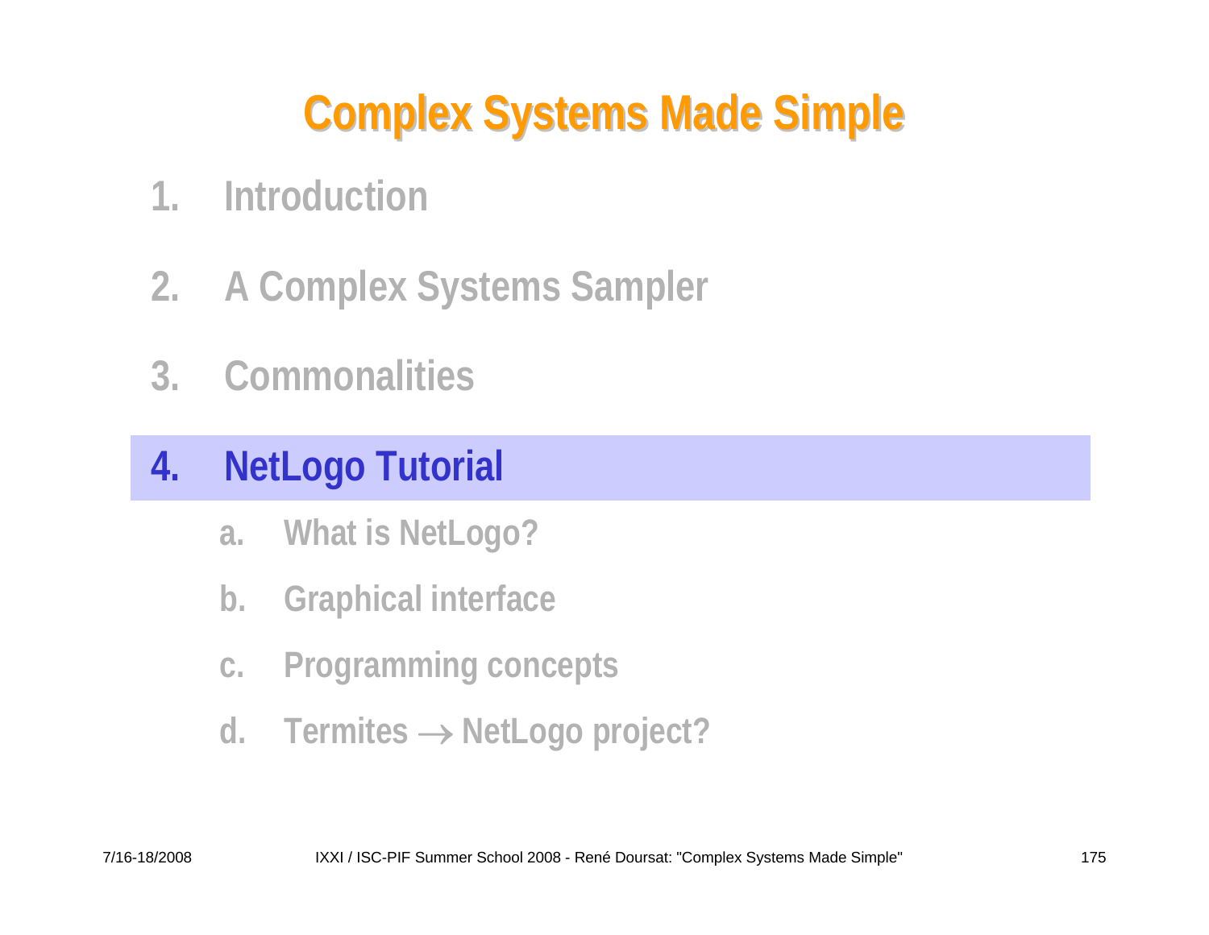# Complex Systems Made Simple

1. Introduction

2. A Complex Systems Sampler

3. Commonalities

4. **NetLogo Tutorial**

   a. What is NetLogo?

   b. Graphical interface

   c. Programming concepts

   d. Termites → NetLogo project?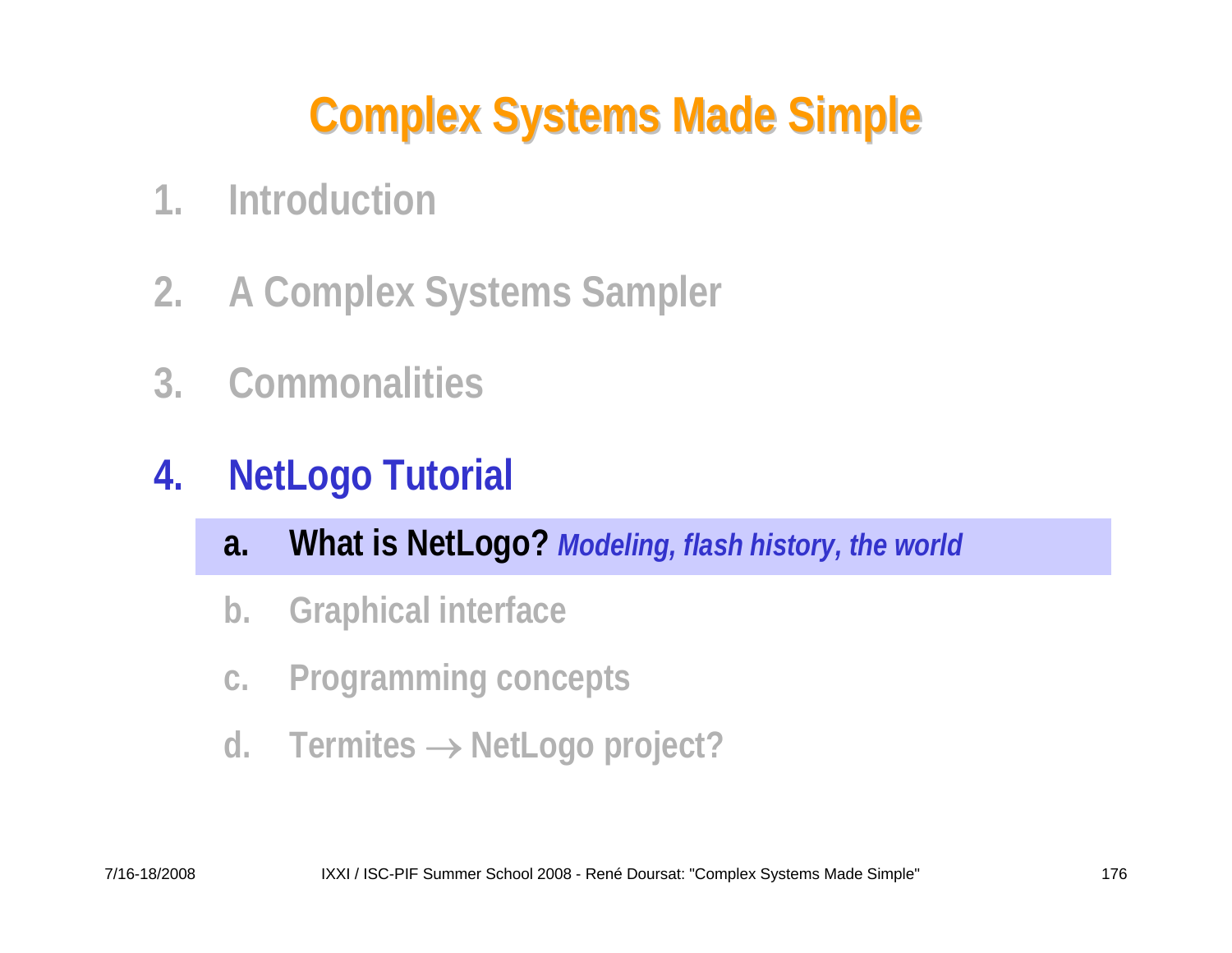# Complex Systems Made Simple

1. Introduction
2. A Complex Systems Sampler
3. Commonalities
4. **NetLogo Tutorial**
   a. **What is NetLogo?** ***Modeling, flash history, the world***
   b. Graphical interface
   c. Programming concepts
   d. Termites → NetLogo project?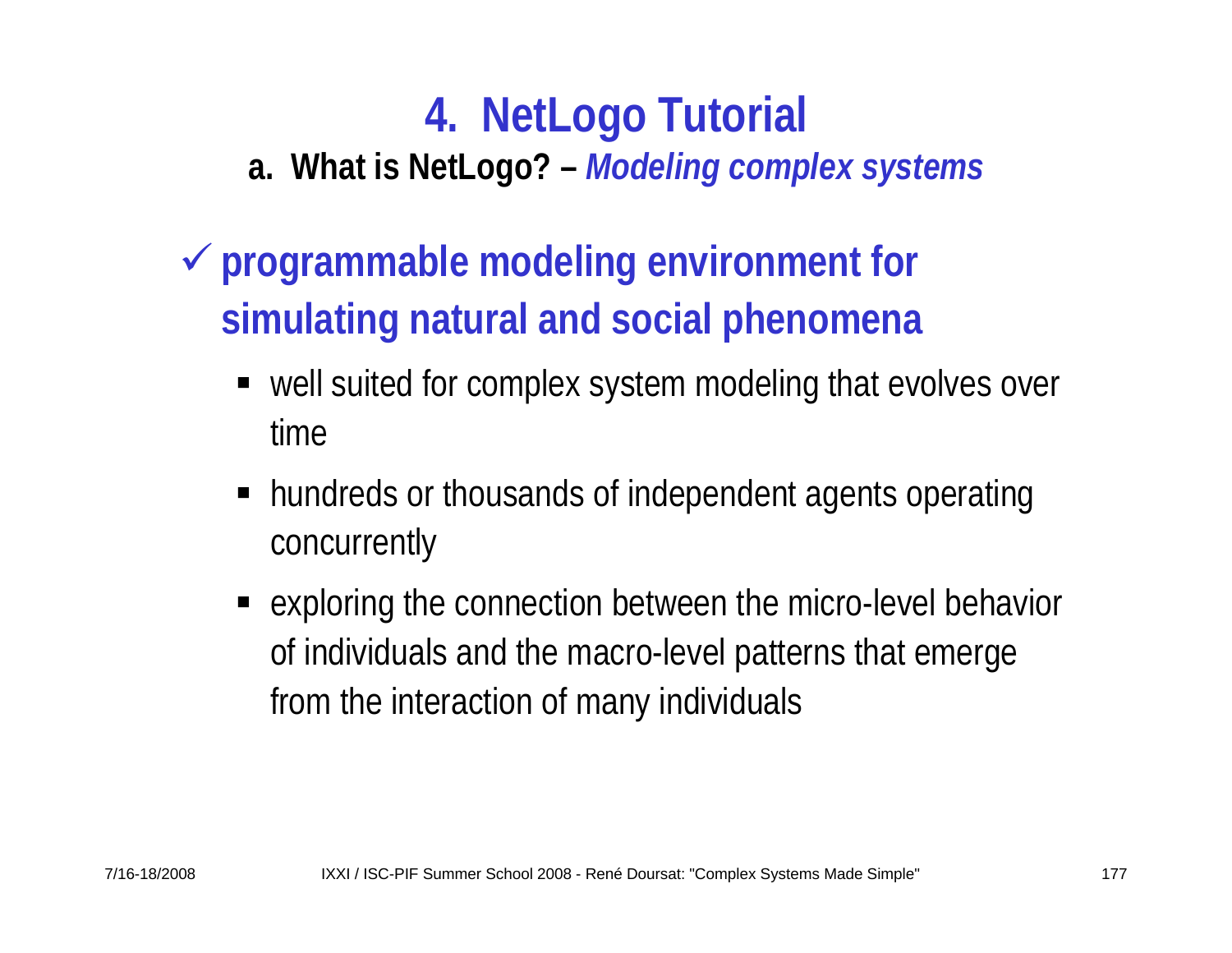# 4. NetLogo Tutorial

## a. What is NetLogo? – *Modeling complex systems*

- ✓ **programmable modeling environment for simulating natural and social phenomena**
  - well suited for complex system modeling that evolves over time
  - hundreds or thousands of independent agents operating concurrently
  - exploring the connection between the micro-level behavior of individuals and the macro-level patterns that emerge from the interaction of many individuals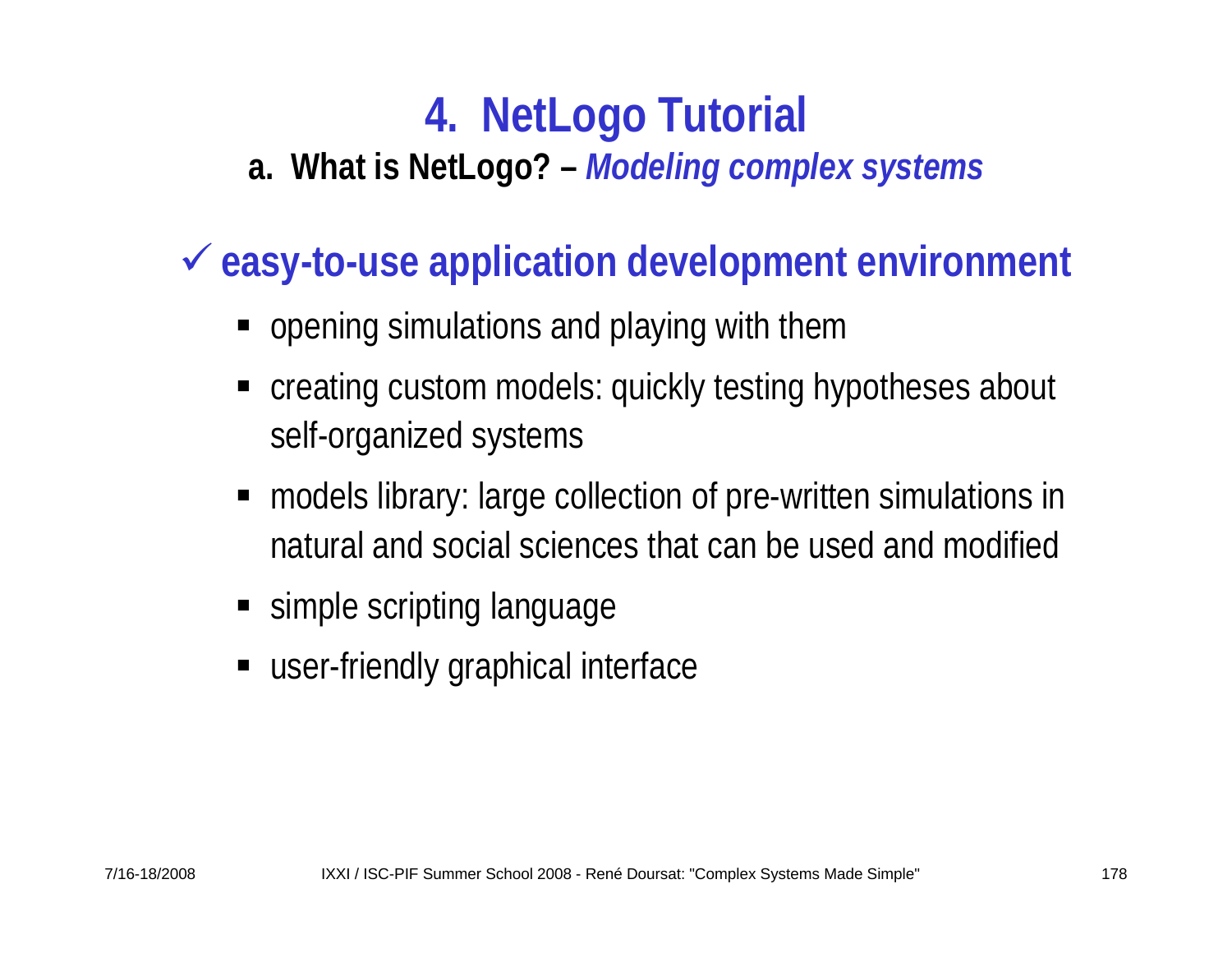# 4. NetLogo Tutorial

## a. What is NetLogo? – *Modeling complex systems*

✓ **easy-to-use application development environment**

- opening simulations and playing with them
- creating custom models: quickly testing hypotheses about self-organized systems
- models library: large collection of pre-written simulations in natural and social sciences that can be used and modified
- simple scripting language
- user-friendly graphical interface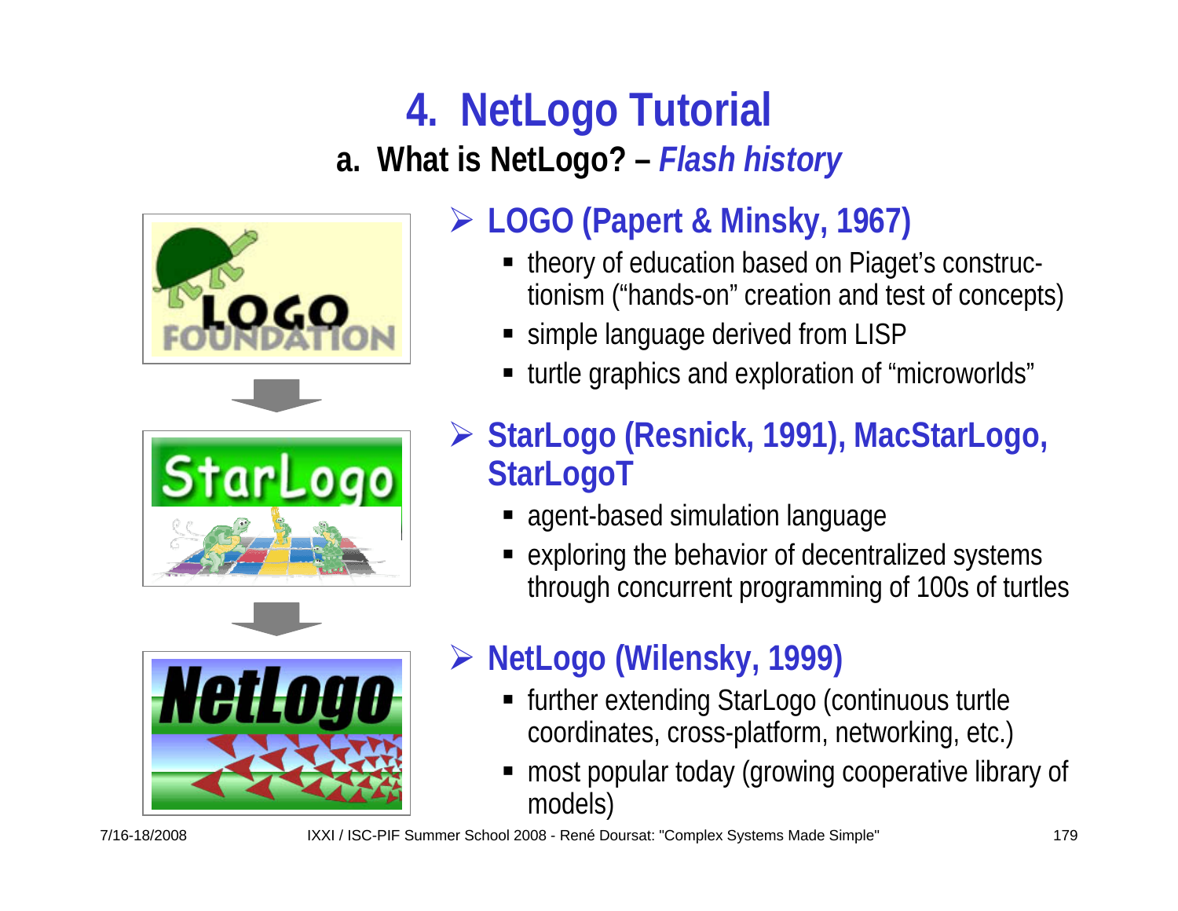# 4. NetLogo Tutorial

## a. What is NetLogo? – *Flash history*

- **LOGO (Papert & Minsky, 1967)**
  - theory of education based on Piaget's constructionism ("hands-on" creation and test of concepts)
  - simple language derived from LISP
  - turtle graphics and exploration of "microworlds"

- **StarLogo (Resnick, 1991), MacStarLogo, StarLogoT**
  - agent-based simulation language
  - exploring the behavior of decentralized systems through concurrent programming of 100s of turtles

- **NetLogo (Wilensky, 1999)**
  - further extending StarLogo (continuous turtle coordinates, cross-platform, networking, etc.)
  - most popular today (growing cooperative library of models)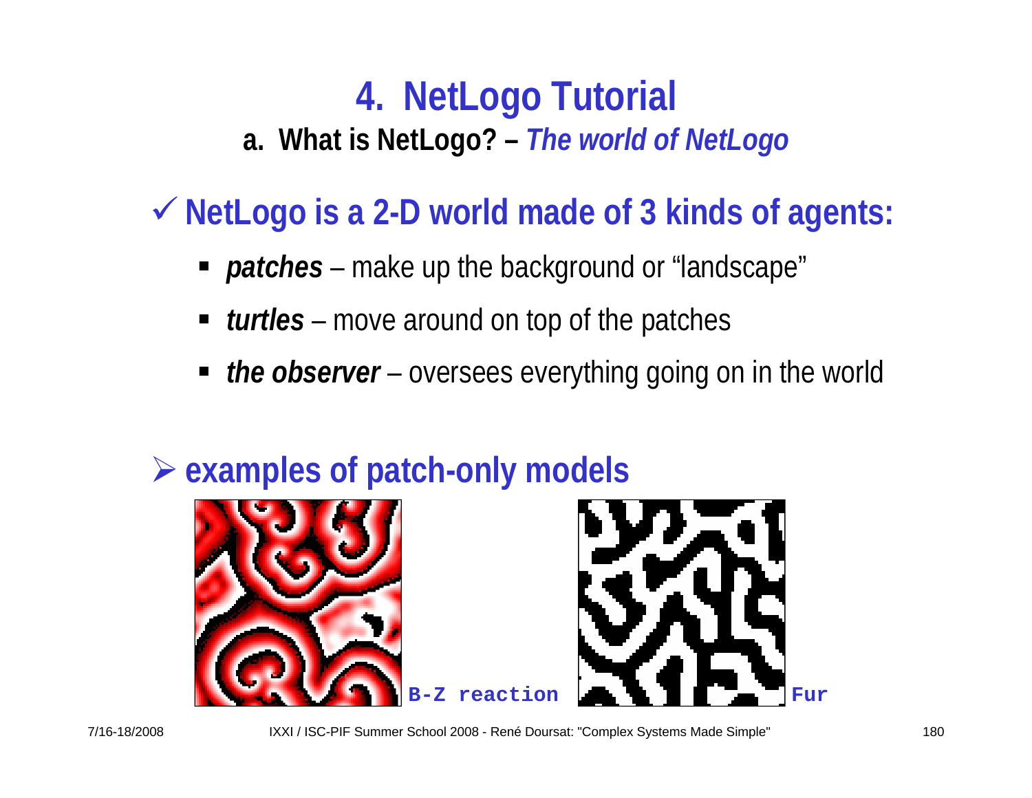# 4. NetLogo Tutorial

## a. What is NetLogo? – *The world of NetLogo*

✓ **NetLogo is a 2-D world made of 3 kinds of agents:**

- ***patches*** – make up the background or “landscape”
- ***turtles*** – move around on top of the patches
- ***the observer*** – oversees everything going on in the world

➢ **examples of patch-only models**

B-Z reaction

Fur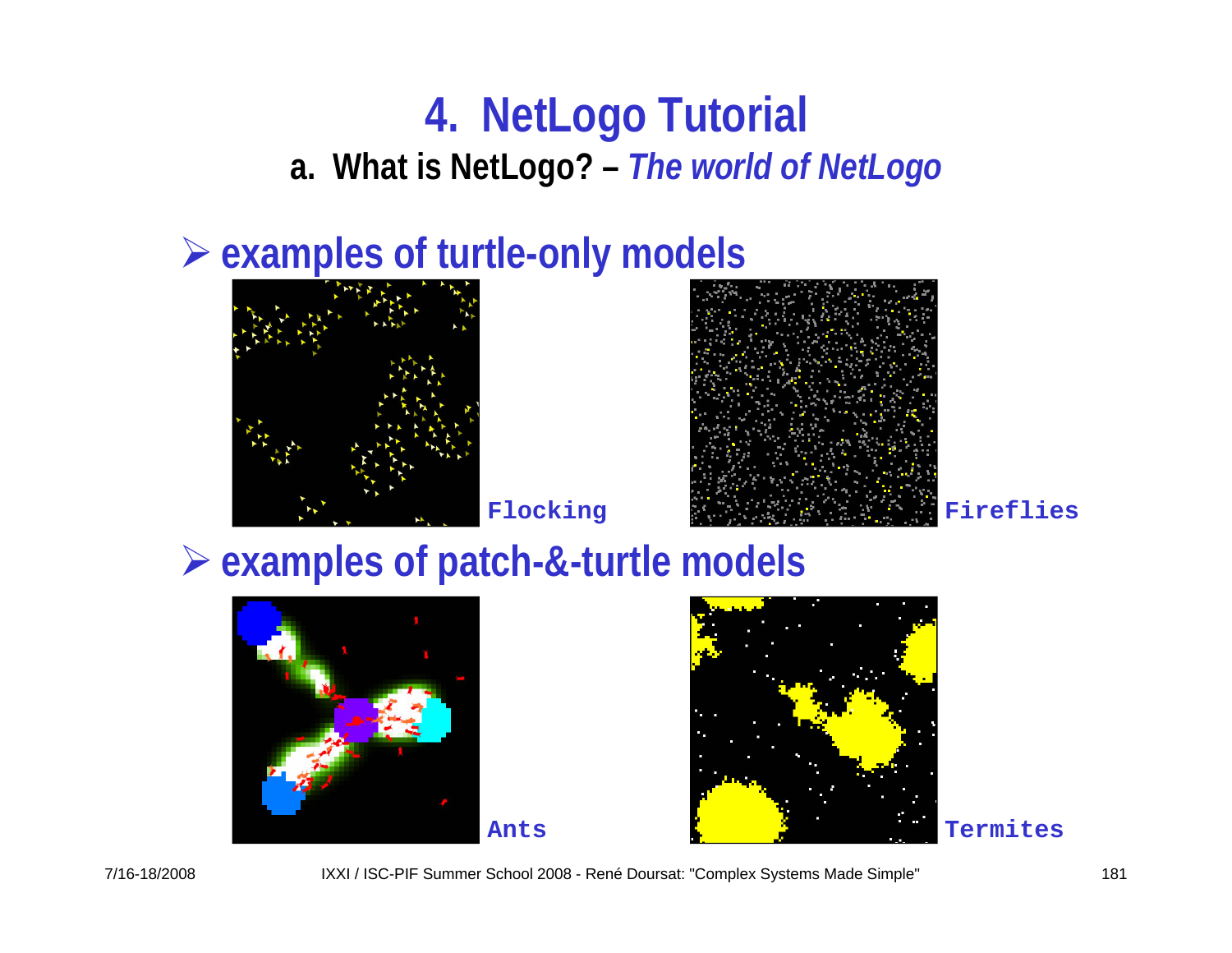# 4. NetLogo Tutorial

## a. What is NetLogo? – *The world of NetLogo*

- **examples of turtle-only models**

Flocking

Fireflies

- **examples of patch-&-turtle models**

Ants

Termites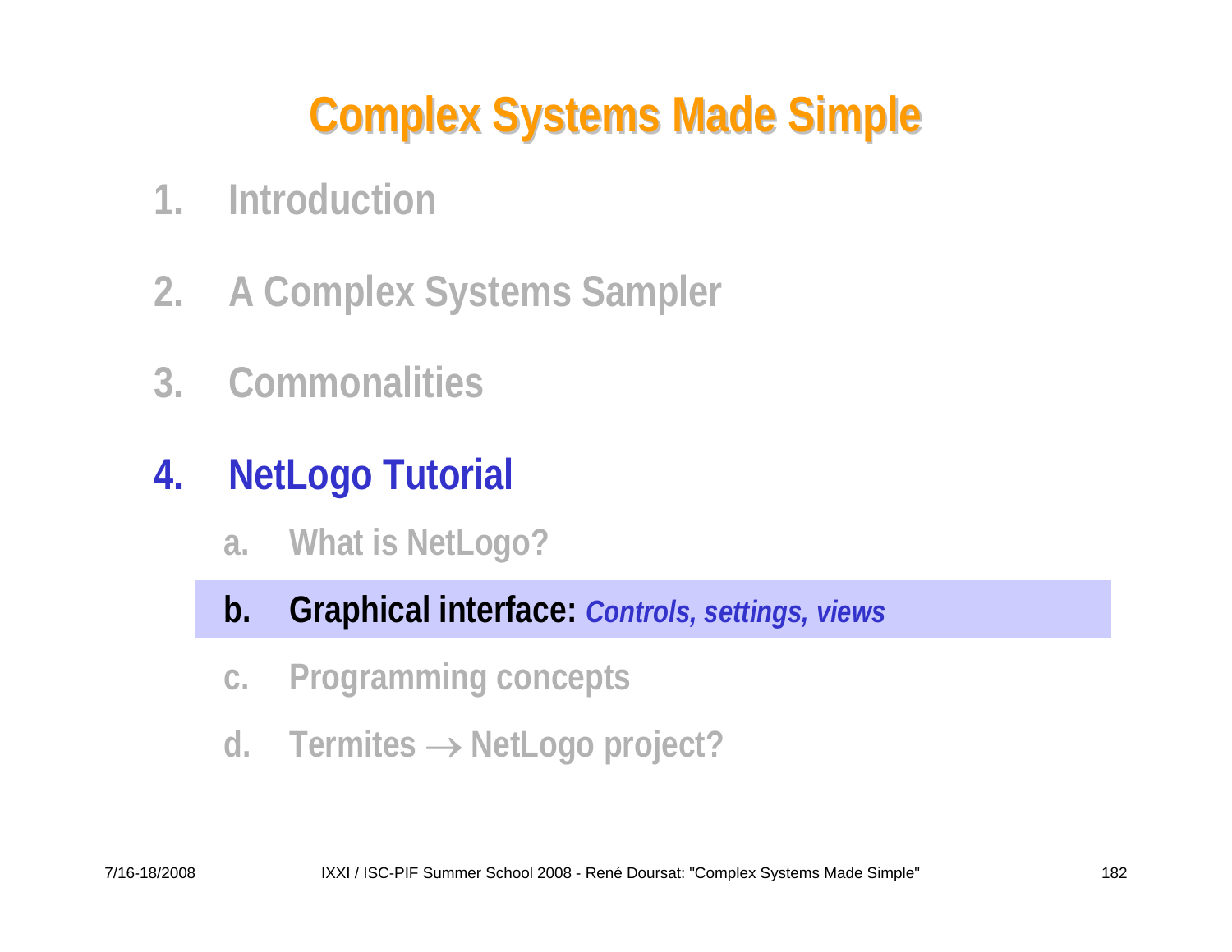# Complex Systems Made Simple

1. Introduction
2. A Complex Systems Sampler
3. Commonalities
4. **NetLogo Tutorial**
   a. What is NetLogo?
   b. **Graphical interface:** *Controls, settings, views*
   c. Programming concepts
   d. Termites → NetLogo project?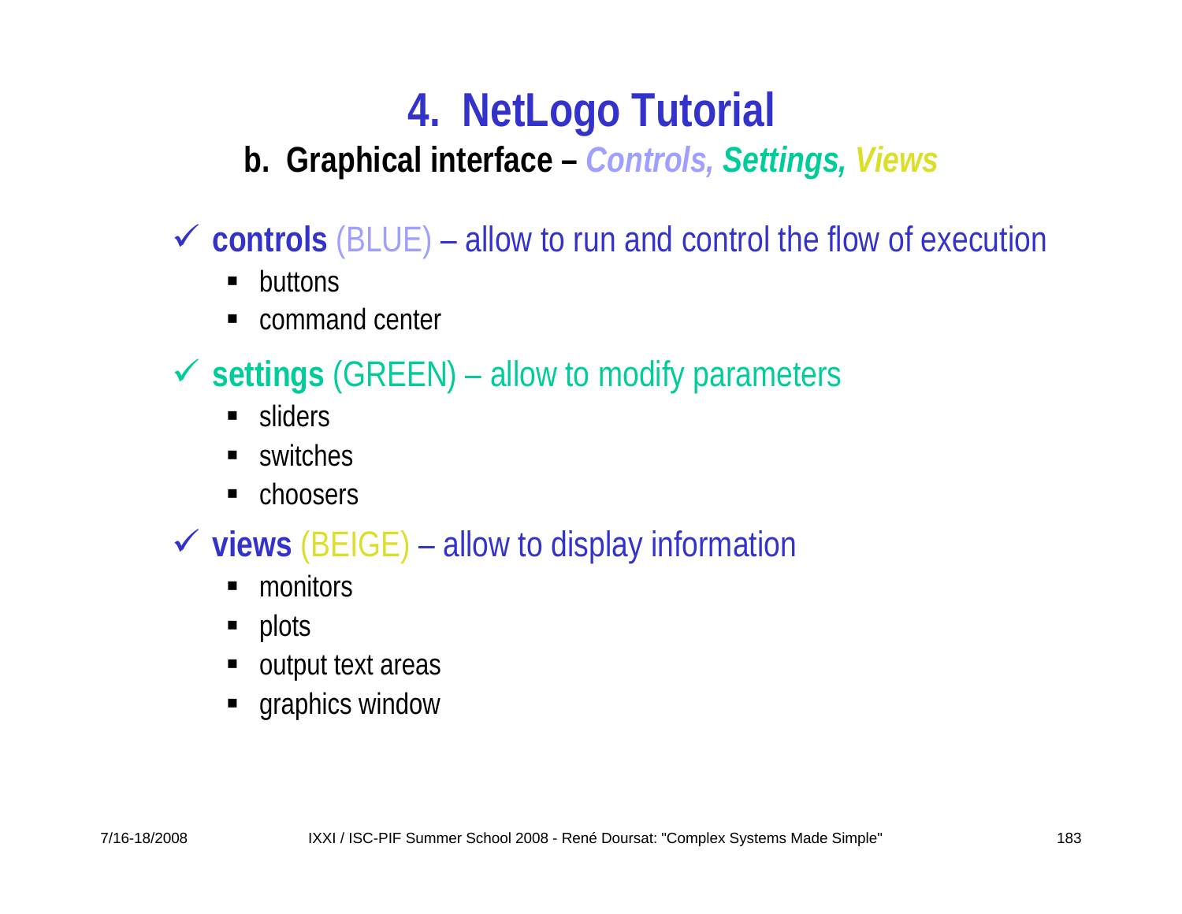# 4. NetLogo Tutorial

## b. Graphical interface – *Controls, Settings, Views*

- ✓ **controls** (BLUE) – allow to run and control the flow of execution
  - buttons
  - command center
- ✓ **settings** (GREEN) – allow to modify parameters
  - sliders
  - switches
  - choosers
- ✓ **views** (BEIGE) – allow to display information
  - monitors
  - plots
  - output text areas
  - graphics window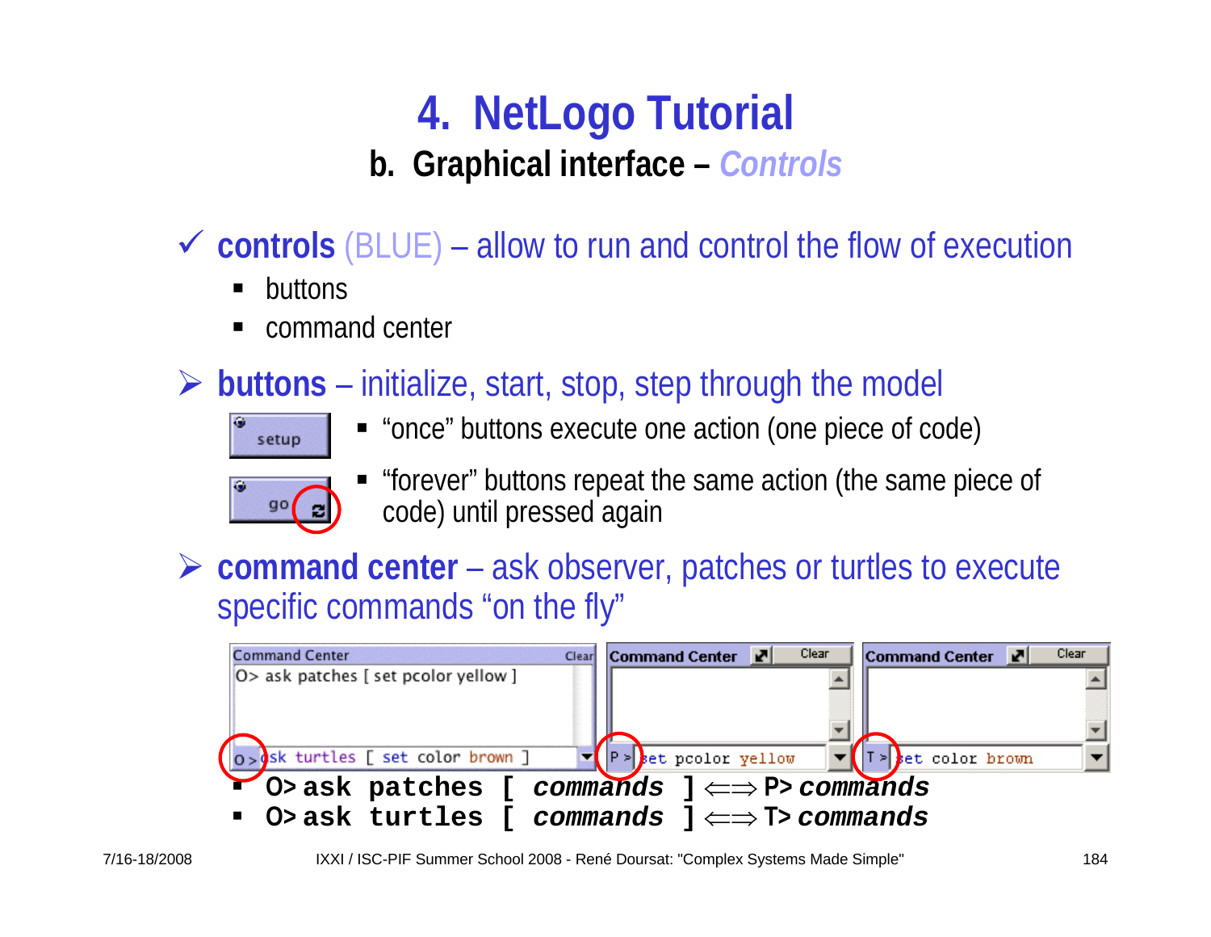# 4. NetLogo Tutorial

## b. Graphical interface – *Controls*

✓ **controls** (BLUE) – allow to run and control the flow of execution

- buttons
- command center

➢ **buttons** – initialize, start, stop, step through the model

- "once" buttons execute one action (one piece of code)
- "forever" buttons repeat the same action (the same piece of code) until pressed again

➢ **command center** – ask observer, patches or turtles to execute specific commands "on the fly"

- **O> ask patches [ *commands* ]** ⟸⟹ **P> *commands***
- **O> ask turtles [ *commands* ]** ⟸⟹ **T> *commands***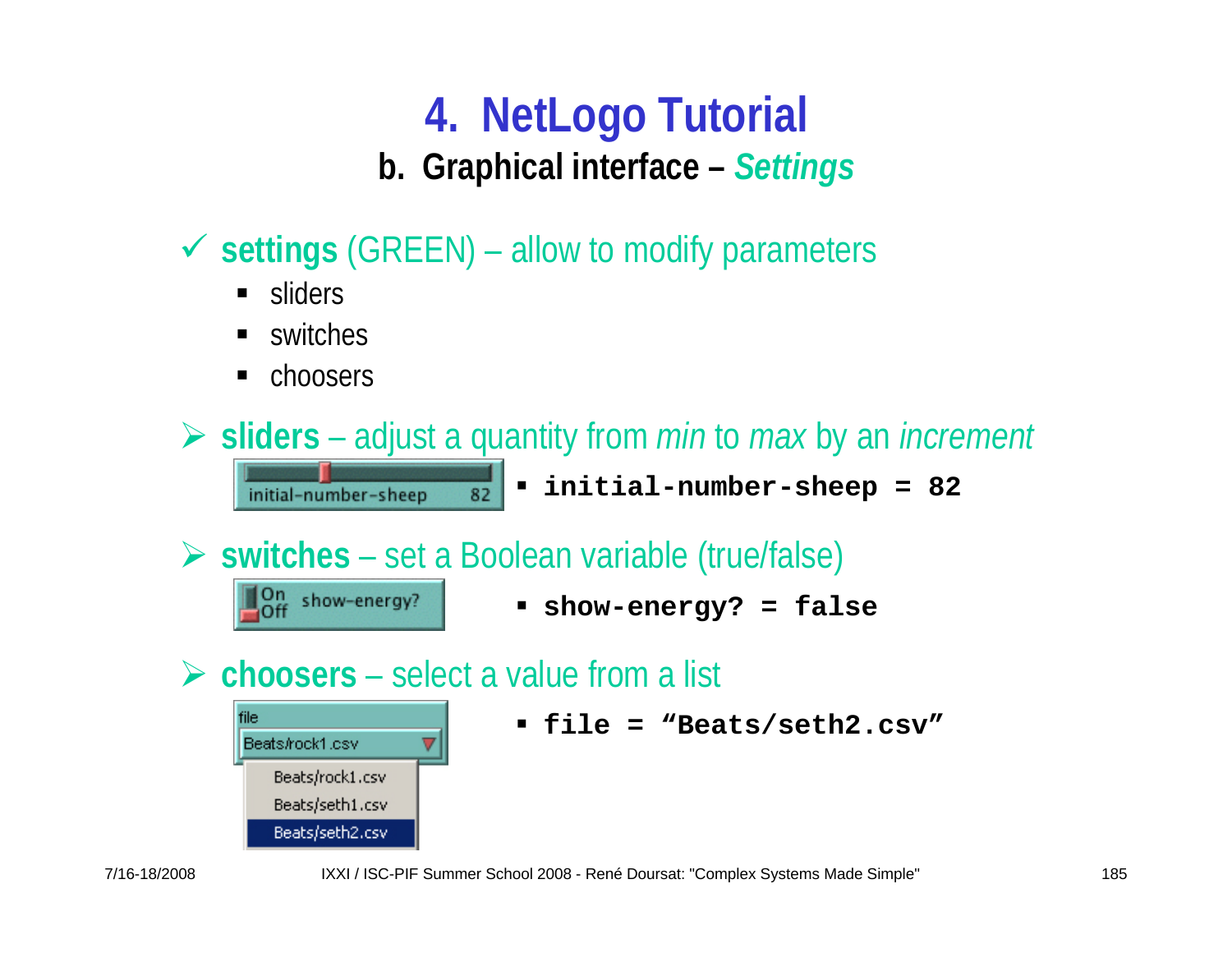# 4. NetLogo Tutorial

## b. Graphical interface – *Settings*

- ✓ **settings** (GREEN) – allow to modify parameters
  - sliders
  - switches
  - choosers

- ➢ **sliders** – adjust a quantity from *min* to *max* by an *increment*
  - **`initial-number-sheep = 82`**

- ➢ **switches** – set a Boolean variable (true/false)
  - **`show-energy? = false`**

- ➢ **choosers** – select a value from a list
  - **`file = "Beats/seth2.csv"`**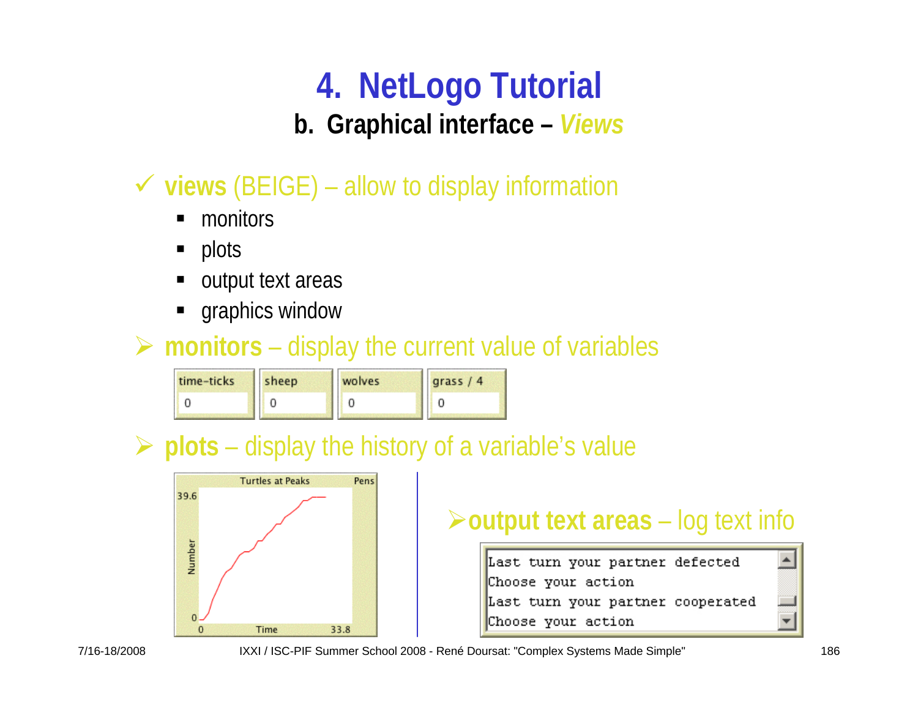# 4. NetLogo Tutorial

## b. Graphical interface – *Views*

✓ **views** (BEIGE) – allow to display information

- monitors
- plots
- output text areas
- graphics window

➢ **monitors** – display the current value of variables

| time-ticks | sheep | wolves | grass / 4 |
|---|---|---|---|
| 0 | 0 | 0 | 0 |

➢ **plots** – display the history of a variable's value

➢ **output text areas** – log text info

```
Last turn your partner defected
Choose your action
Last turn your partner cooperated
Choose your action
```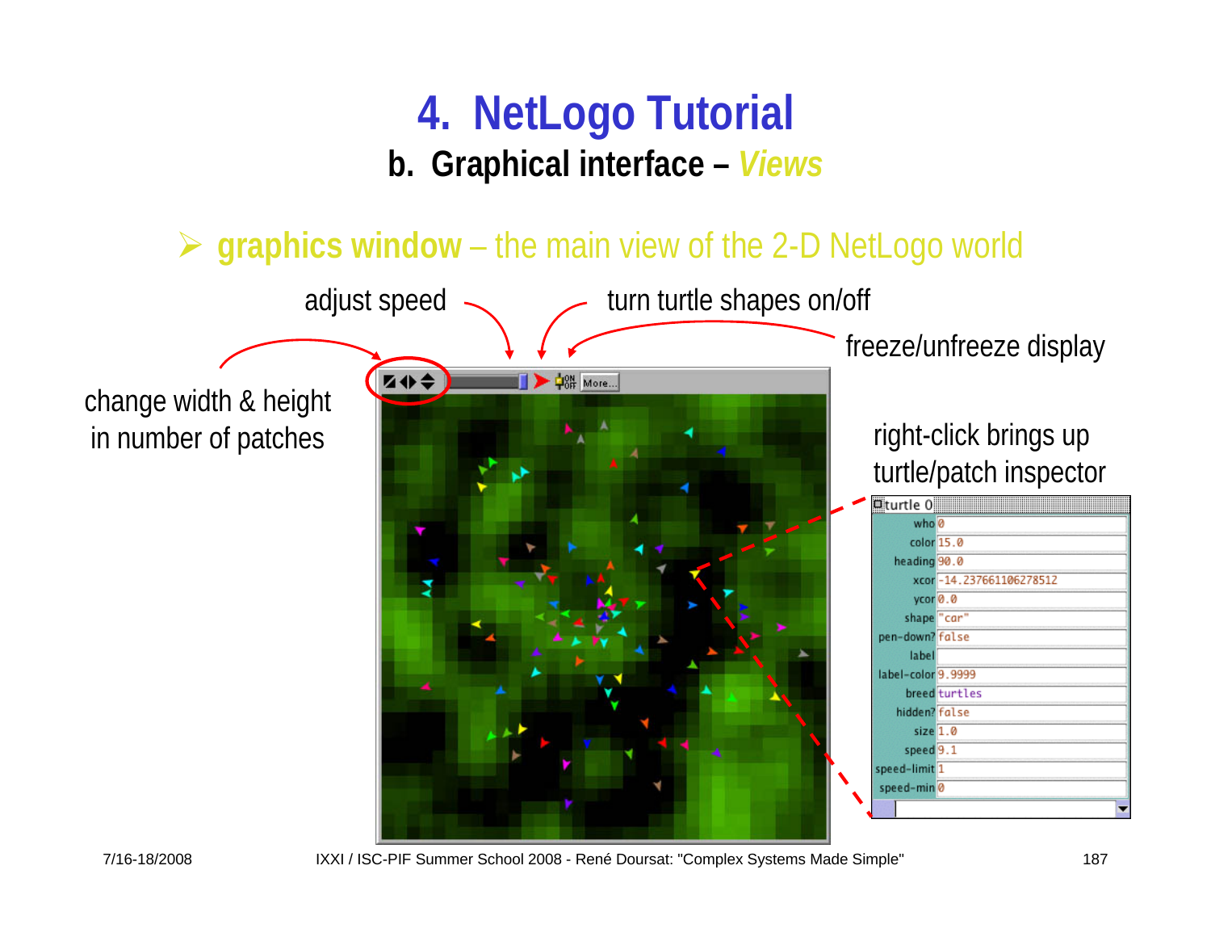# 4. NetLogo Tutorial

## b. Graphical interface – *Views*

- **graphics window** – the main view of the 2-D NetLogo world

adjust speed

turn turtle shapes on/off

freeze/unfreeze display

change width & height in number of patches

right-click brings up turtle/patch inspector

| turtle 0 | |
|---|---|
| who | 0 |
| color | 15.0 |
| heading | 90.0 |
| xcor | -14.237661106278512 |
| ycor | 0.0 |
| shape | "car" |
| pen-down? | false |
| label | |
| label-color | 9.9999 |
| breed | turtles |
| hidden? | false |
| size | 1.0 |
| speed | 9.1 |
| speed-limit | 1 |
| speed-min | 0 |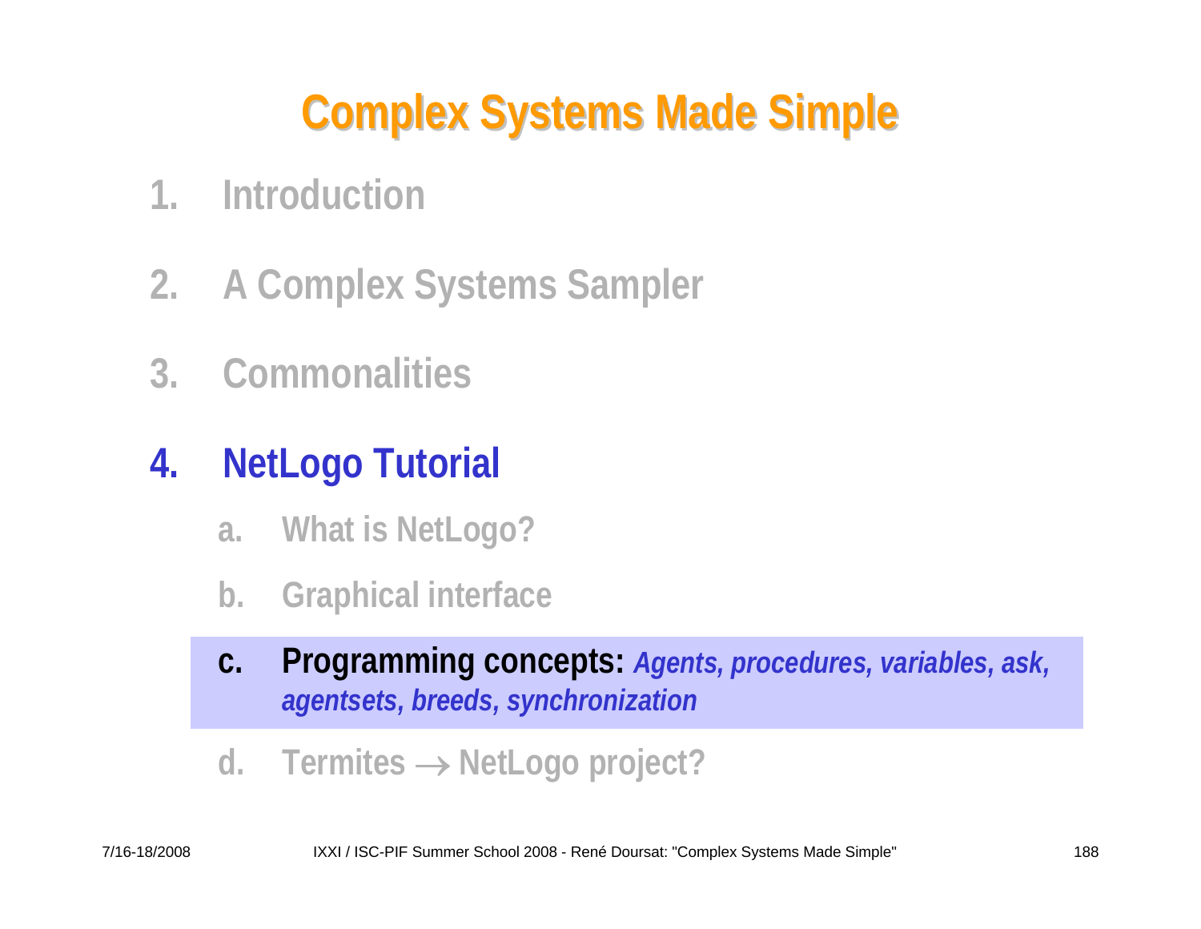# Complex Systems Made Simple

1. Introduction
2. A Complex Systems Sampler
3. Commonalities
4. **NetLogo Tutorial**
   a. What is NetLogo?
   b. Graphical interface
   c. **Programming concepts:** *Agents, procedures, variables, ask, agentsets, breeds, synchronization*
   d. Termites → NetLogo project?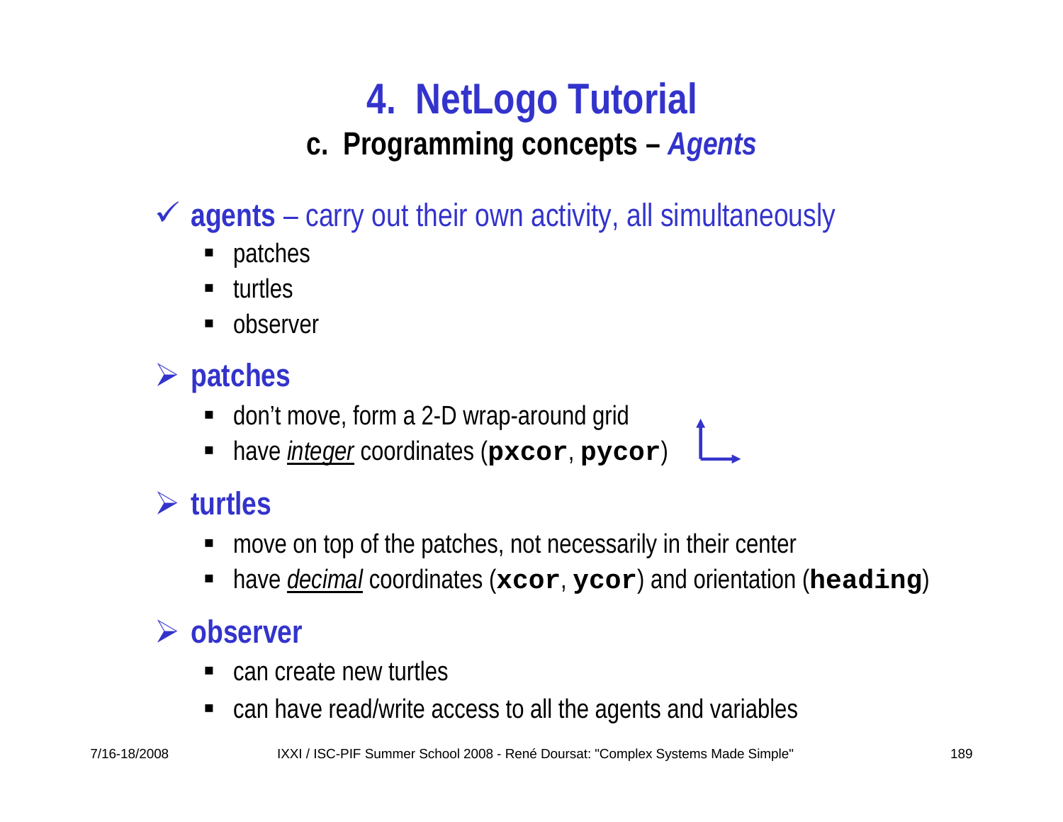# 4. NetLogo Tutorial

## c. Programming concepts – *Agents*

✓ **agents** – carry out their own activity, all simultaneously

- patches
- turtles
- observer

### ➢ patches

- don't move, form a 2-D wrap-around grid
- have *integer* coordinates (**`pxcor`**, **`pycor`**)

### ➢ turtles

- move on top of the patches, not necessarily in their center
- have *decimal* coordinates (**`xcor`**, **`ycor`**) and orientation (**`heading`**)

### ➢ observer

- can create new turtles
- can have read/write access to all the agents and variables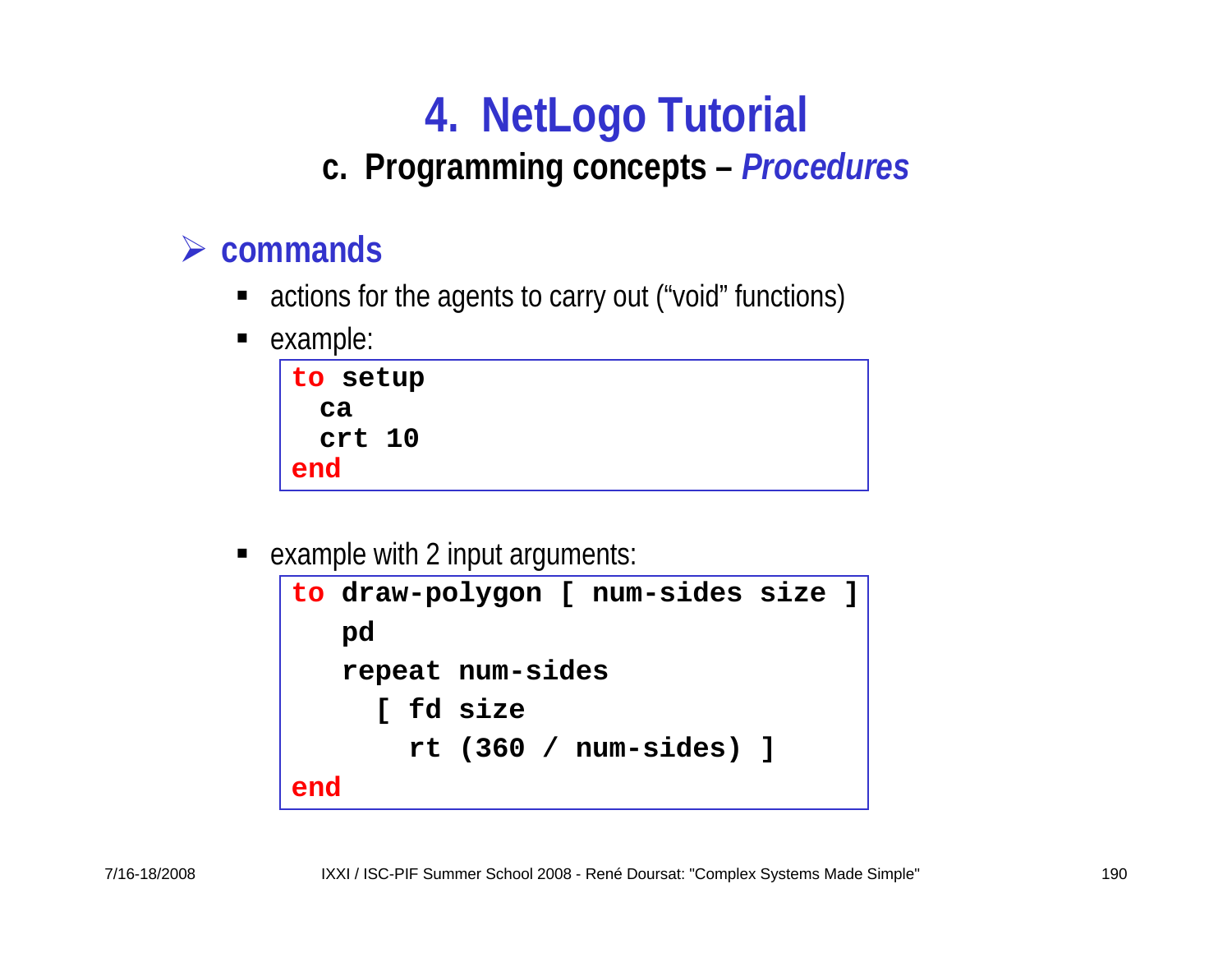# 4. NetLogo Tutorial

## c. Programming concepts – *Procedures*

### commands

- actions for the agents to carry out ("void" functions)
- example:

```
to setup
  ca
  crt 10
end
```

- example with 2 input arguments:

```
to draw-polygon [ num-sides size ]
   pd
   repeat num-sides
     [ fd size
       rt (360 / num-sides) ]
end
```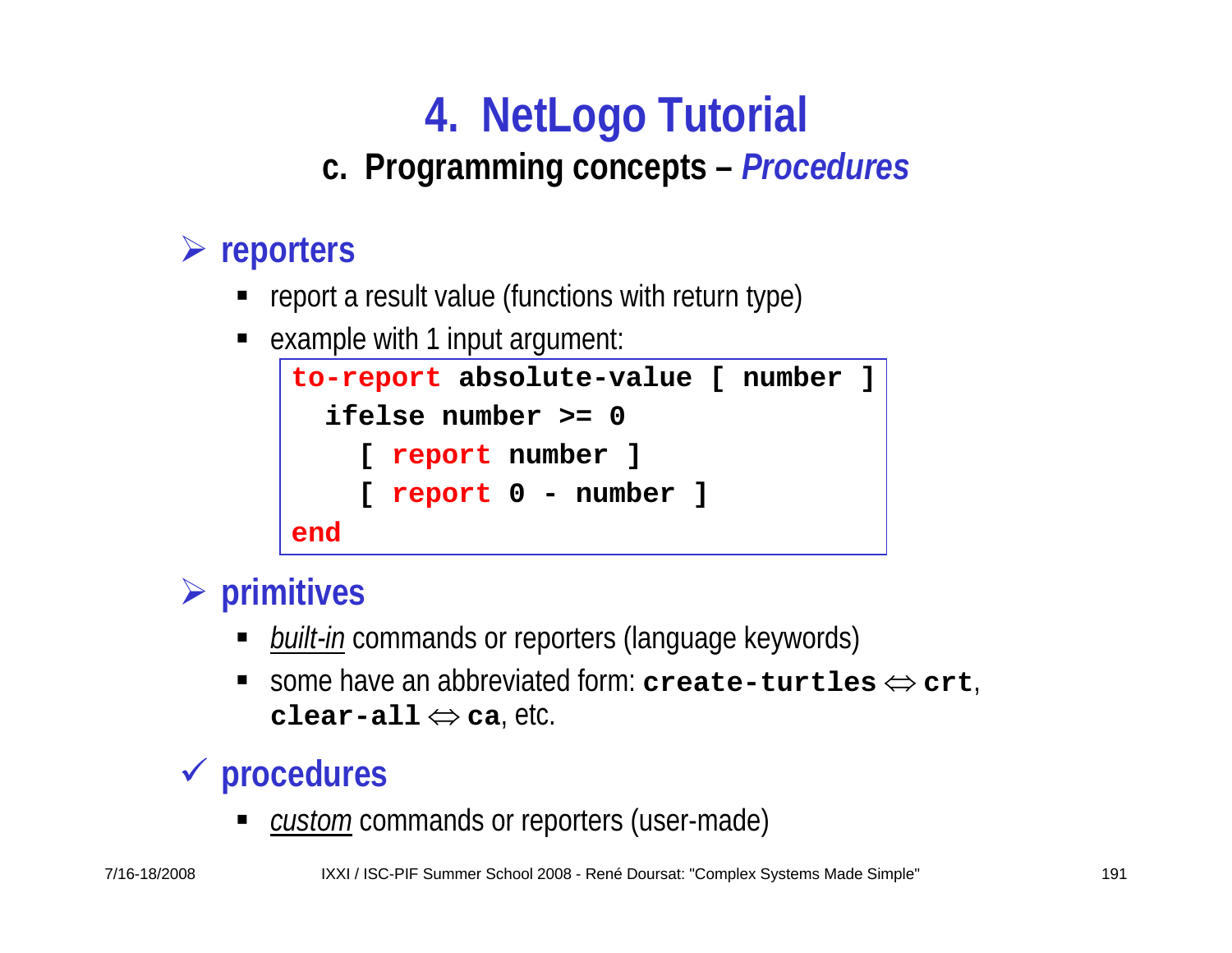# 4. NetLogo Tutorial

## c. Programming concepts – *Procedures*

### ➢ reporters

- report a result value (functions with return type)
- example with 1 input argument:

```
to-report absolute-value [ number ]
  ifelse number >= 0
    [ report number ]
    [ report 0 - number ]
end
```

### ➢ primitives

- *built-in* commands or reporters (language keywords)
- some have an abbreviated form: **create-turtles** ⇔ **crt**, **clear-all** ⇔ **ca**, etc.

### ✓ procedures

- *custom* commands or reporters (user-made)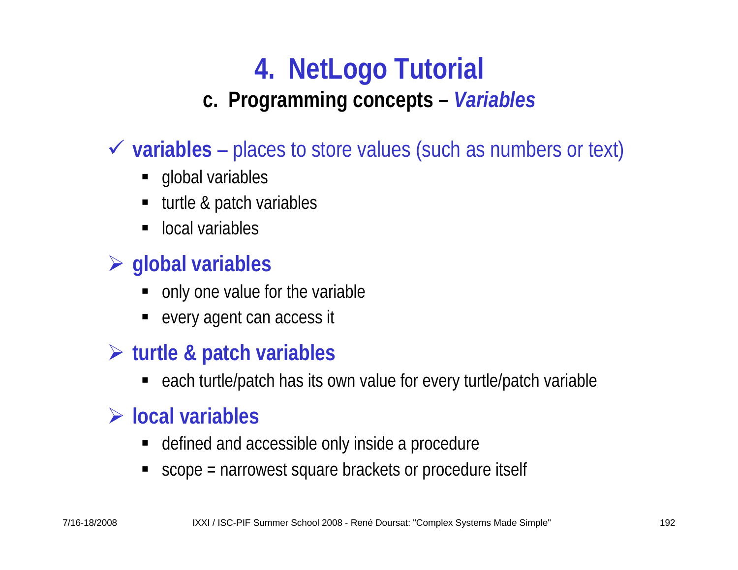# 4. NetLogo Tutorial

## c. Programming concepts – *Variables*

- ✓ **variables** – places to store values (such as numbers or text)
  - global variables
  - turtle & patch variables
  - local variables

- ➢ **global variables**
  - only one value for the variable
  - every agent can access it

- ➢ **turtle & patch variables**
  - each turtle/patch has its own value for every turtle/patch variable

- ➢ **local variables**
  - defined and accessible only inside a procedure
  - scope = narrowest square brackets or procedure itself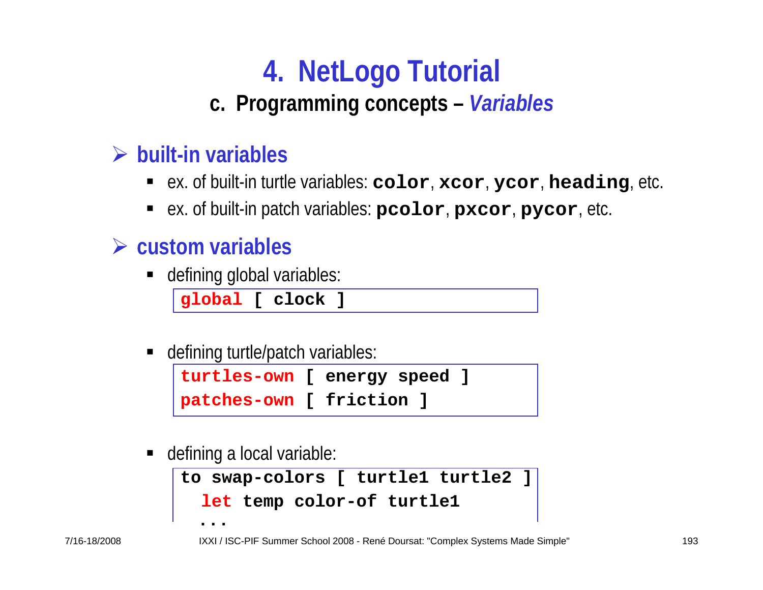# 4. NetLogo Tutorial

## c. Programming concepts – *Variables*

### ➢ built-in variables

- ex. of built-in turtle variables: **`color`**, **`xcor`**, **`ycor`**, **`heading`**, etc.
- ex. of built-in patch variables: **`pcolor`**, **`pxcor`**, **`pycor`**, etc.

### ➢ custom variables

- defining global variables:

```
global [ clock ]
```

- defining turtle/patch variables:

```
turtles-own [ energy speed ]
patches-own [ friction ]
```

- defining a local variable:

```
to swap-colors [ turtle1 turtle2 ]
  let temp color-of turtle1
  ...
```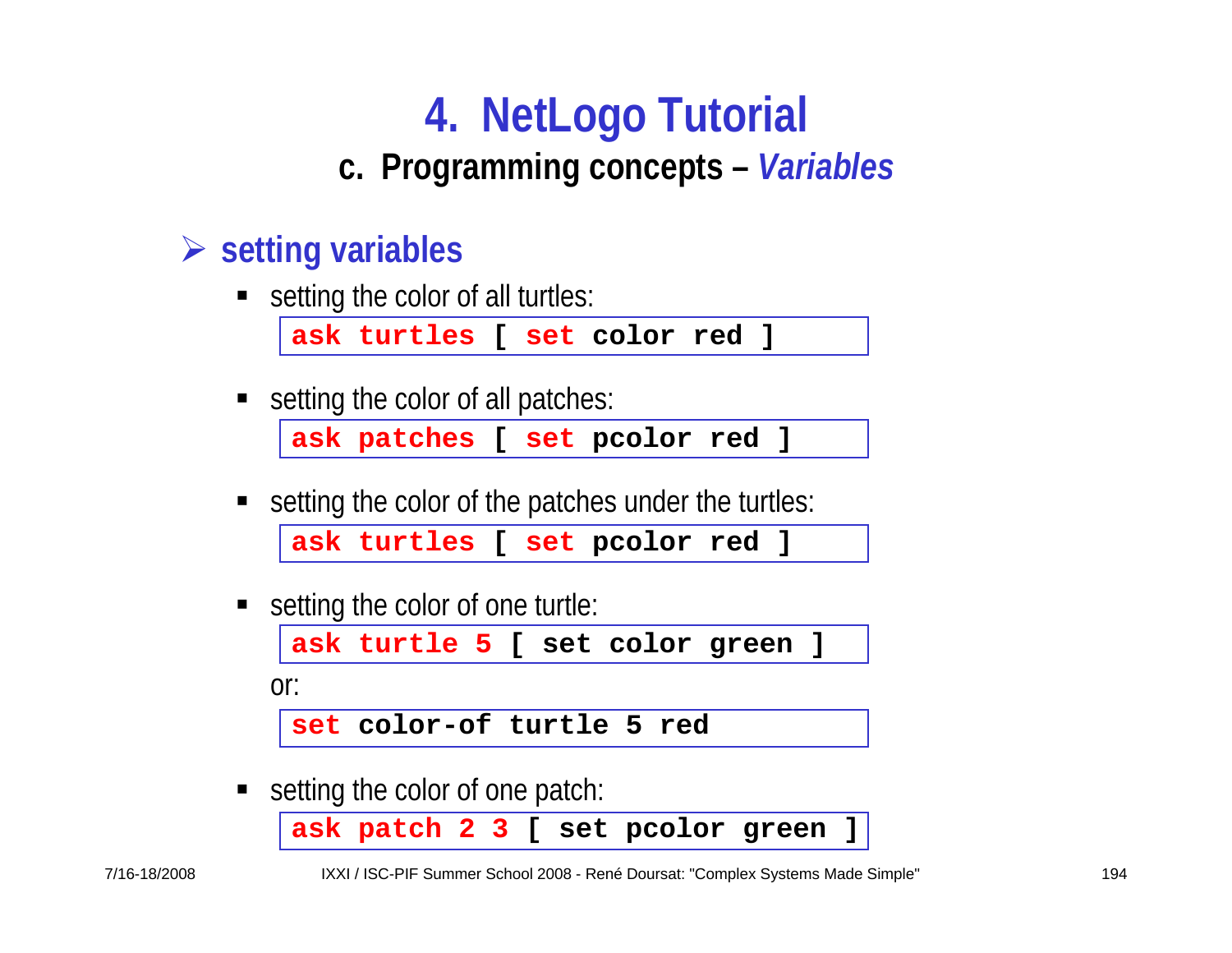# 4. NetLogo Tutorial

## c. Programming concepts – *Variables*

### setting variables

- setting the color of all turtles:

```
ask turtles [ set color red ]
```

- setting the color of all patches:

```
ask patches [ set pcolor red ]
```

- setting the color of the patches under the turtles:

```
ask turtles [ set pcolor red ]
```

- setting the color of one turtle:

```
ask turtle 5 [ set color green ]
```

  or:

```
set color-of turtle 5 red
```

- setting the color of one patch:

```
ask patch 2 3 [ set pcolor green ]
```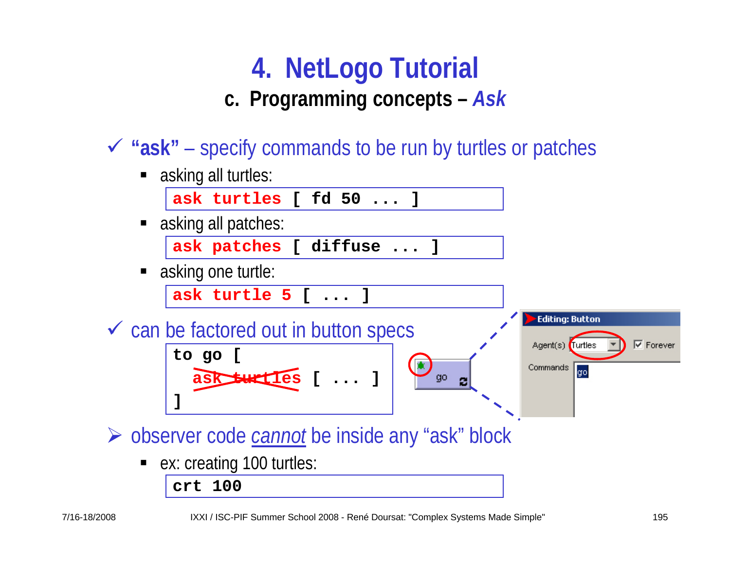# 4. NetLogo Tutorial

## c. Programming concepts – *Ask*

- ✓ **"ask"** – specify commands to be run by turtles or patches
  - asking all turtles:

```
ask turtles [ fd 50 ... ]
```

  - asking all patches:

```
ask patches [ diffuse ... ]
```

  - asking one turtle:

```
ask turtle 5 [ ... ]
```

- ✓ can be factored out in button specs

```
to go [
  ask turtles [ ... ]
]
```

(with "ask turtles" crossed out)

Editing: Button — Agent(s): Turtles — Forever — Commands: go

- ➢ observer code *cannot* be inside any "ask" block
  - ex: creating 100 turtles:

```
crt 100
```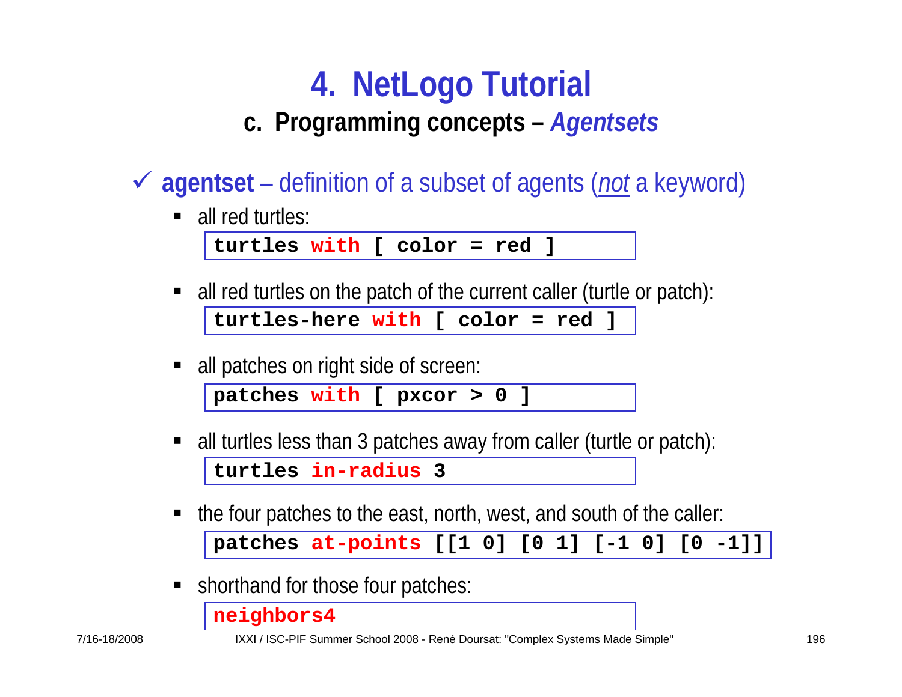# 4. NetLogo Tutorial

## c. Programming concepts – *Agentsets*

✓ **agentset** – definition of a subset of agents (*not* a keyword)

- all red turtles:

```
turtles with [ color = red ]
```

- all red turtles on the patch of the current caller (turtle or patch):

```
turtles-here with [ color = red ]
```

- all patches on right side of screen:

```
patches with [ pxcor > 0 ]
```

- all turtles less than 3 patches away from caller (turtle or patch):

```
turtles in-radius 3
```

- the four patches to the east, north, west, and south of the caller:

```
patches at-points [[1 0] [0 1] [-1 0] [0 -1]]
```

- shorthand for those four patches:

```
neighbors4
```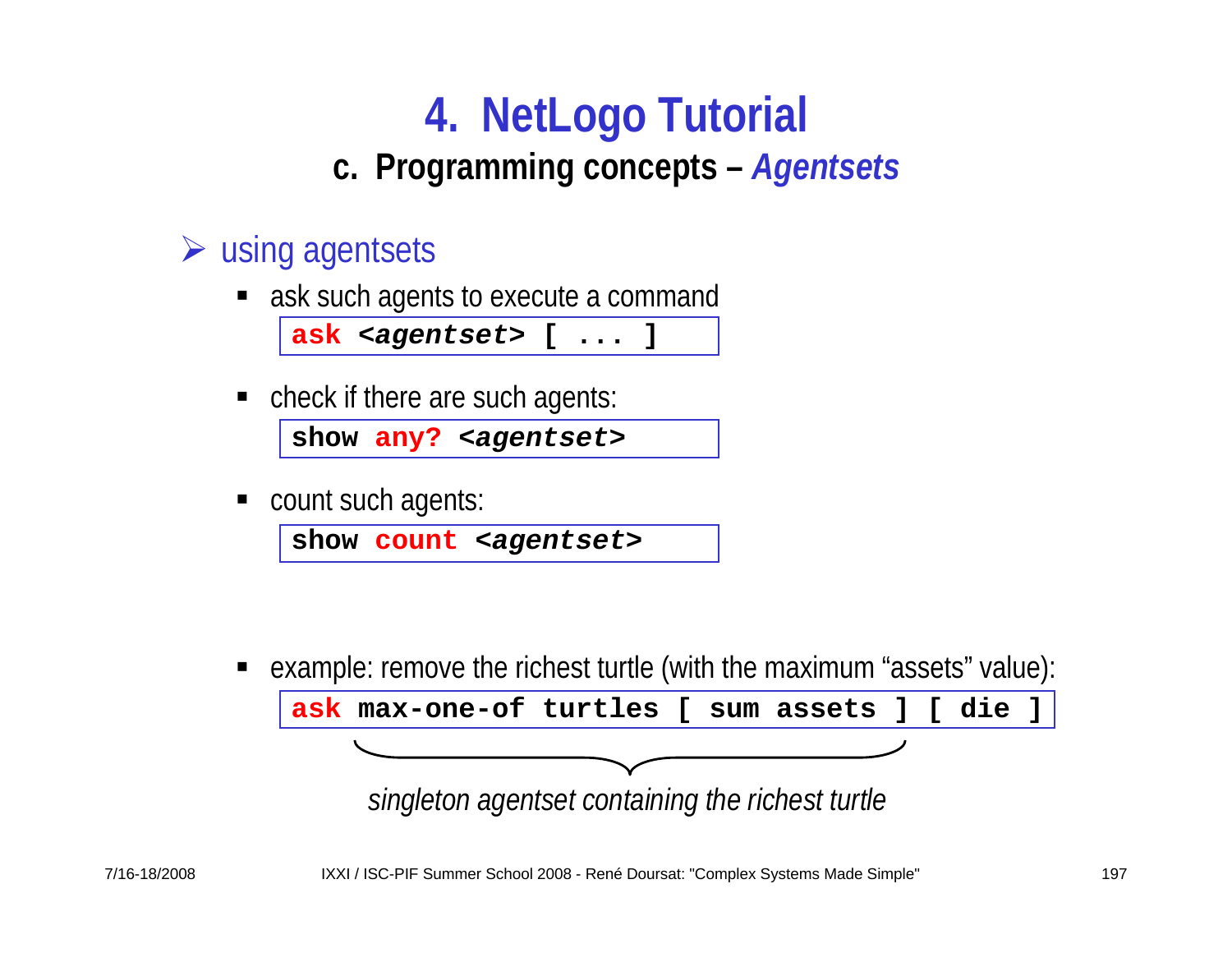# 4. NetLogo Tutorial

## c. Programming concepts – *Agentsets*

- using agentsets
  - ask such agents to execute a command

```
ask <agentset> [ ... ]
```

  - check if there are such agents:

```
show any? <agentset>
```

  - count such agents:

```
show count <agentset>
```

  - example: remove the richest turtle (with the maximum “assets” value):

```
ask max-one-of turtles [ sum assets ] [ die ]
```

*singleton agentset containing the richest turtle*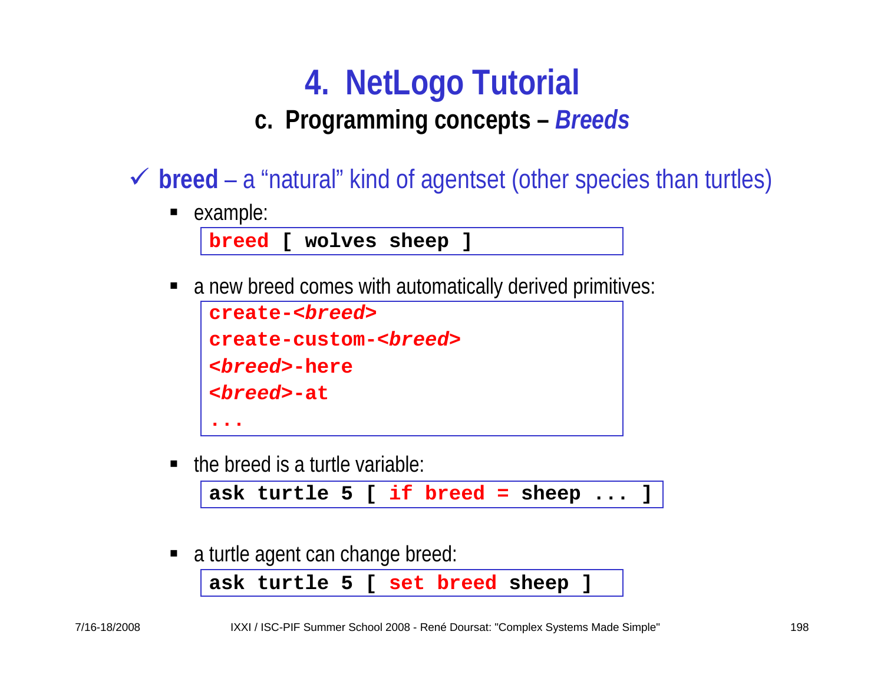# 4. NetLogo Tutorial

## c. Programming concepts – *Breeds*

✓ **breed** – a "natural" kind of agentset (other species than turtles)

- example:

```
breed [ wolves sheep ]
```

- a new breed comes with automatically derived primitives:

```
create-<breed>
create-custom-<breed>
<breed>-here
<breed>-at
...
```

- the breed is a turtle variable:

```
ask turtle 5 [ if breed = sheep ... ]
```

- a turtle agent can change breed:

```
ask turtle 5 [ set breed sheep ]
```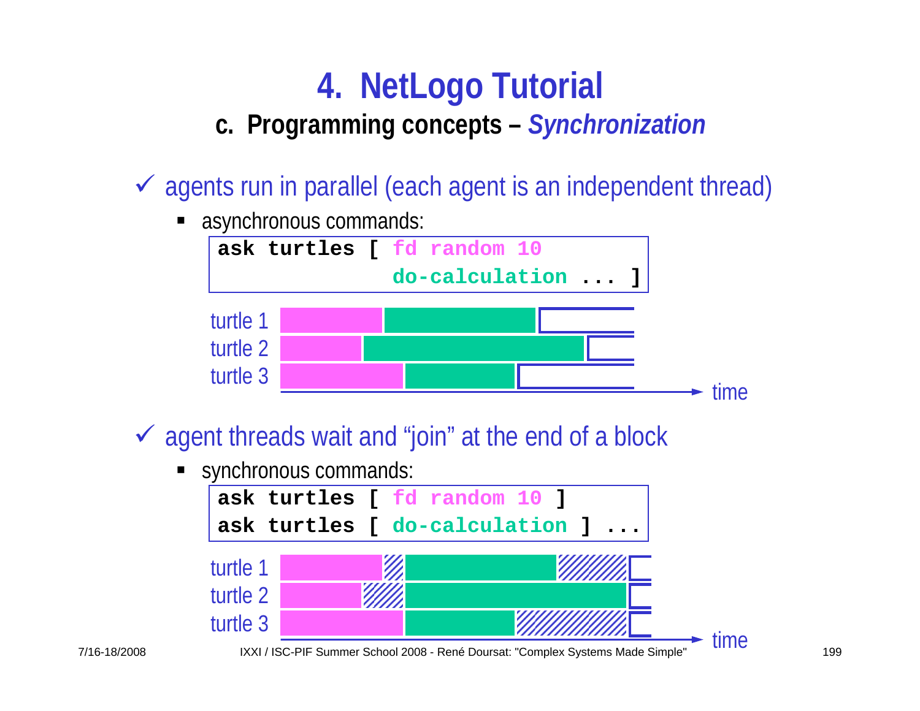# 4. NetLogo Tutorial

## c. Programming concepts – *Synchronization*

✓ agents run in parallel (each agent is an independent thread)

- asynchronous commands:

```
ask turtles [ fd random 10
              do-calculation ... ]
```

turtle 1
turtle 2
turtle 3
time

✓ agent threads wait and "join" at the end of a block

- synchronous commands:

```
ask turtles [ fd random 10 ]
ask turtles [ do-calculation ] ...
```

turtle 1
turtle 2
turtle 3
time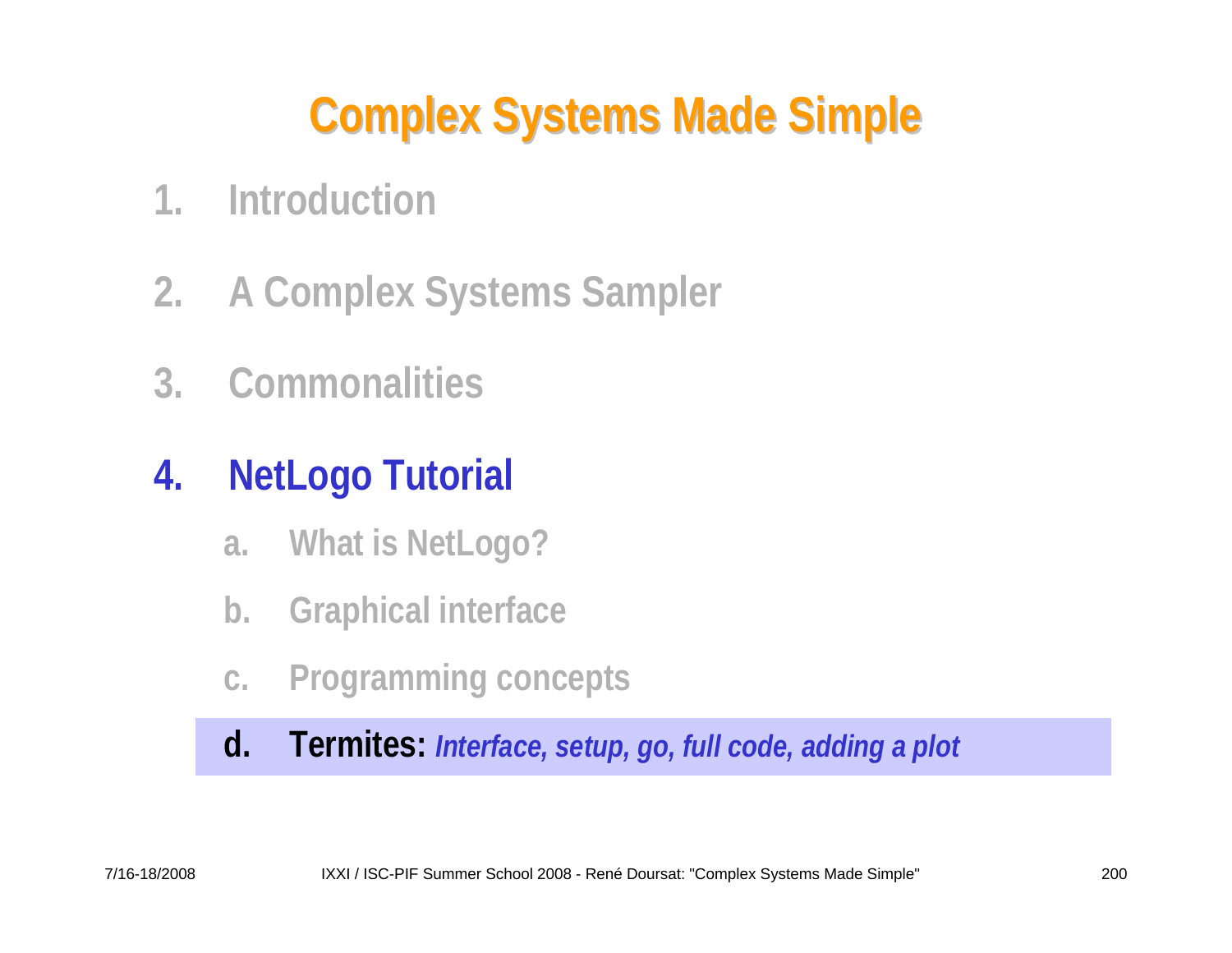# Complex Systems Made Simple

1. Introduction
2. A Complex Systems Sampler
3. Commonalities
4. **NetLogo Tutorial**
    a. What is NetLogo?
    b. Graphical interface
    c. Programming concepts
    d. **Termites:** ***Interface, setup, go, full code, adding a plot***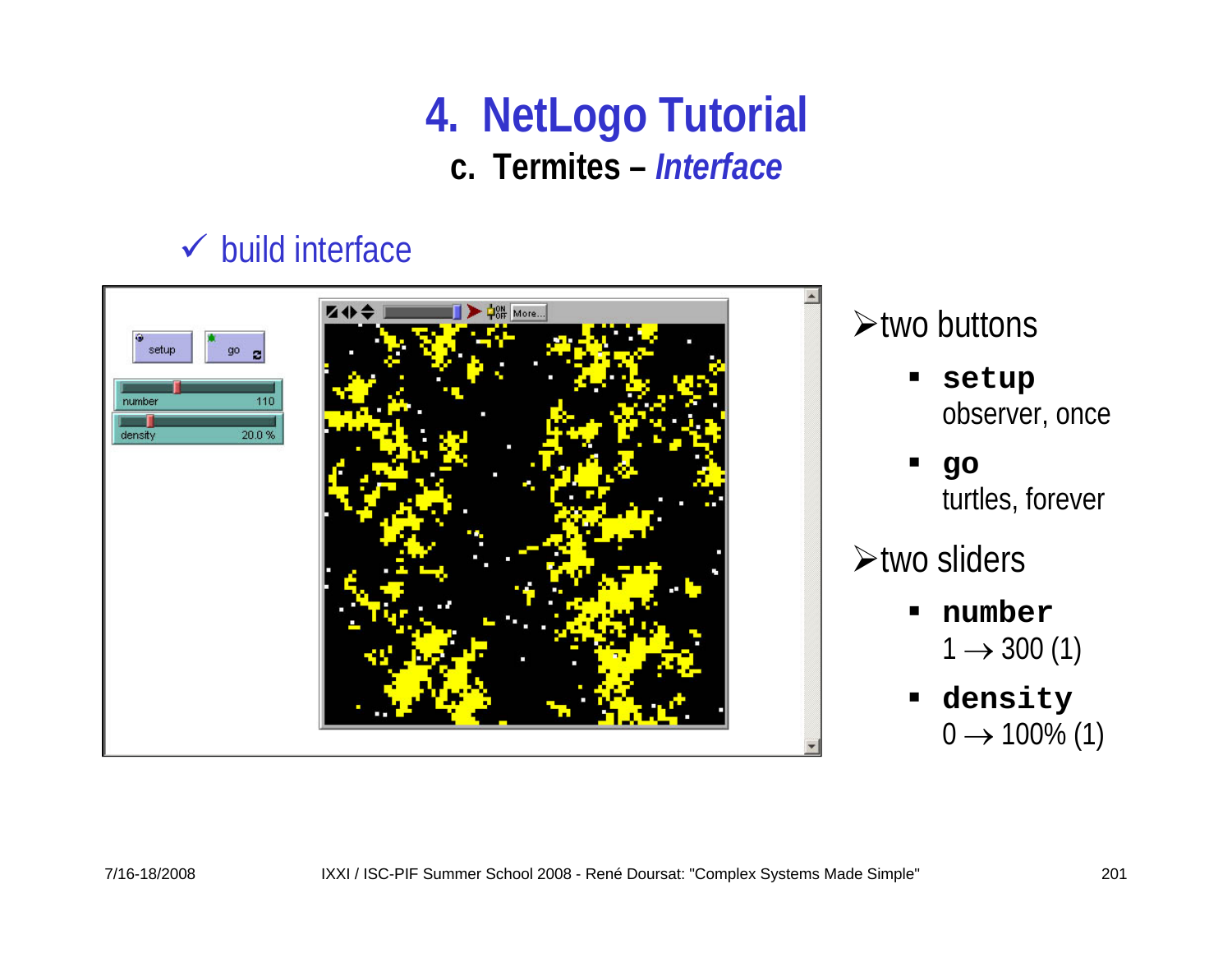# 4. NetLogo Tutorial

## c. Termites – *Interface*

✓ build interface

- two buttons
  - **`setup`**
    observer, once
  - **`go`**
    turtles, forever
- two sliders
  - **`number`**
    $1 \rightarrow 300$ (1)
  - **`density`**
    $0 \rightarrow 100\%$ (1)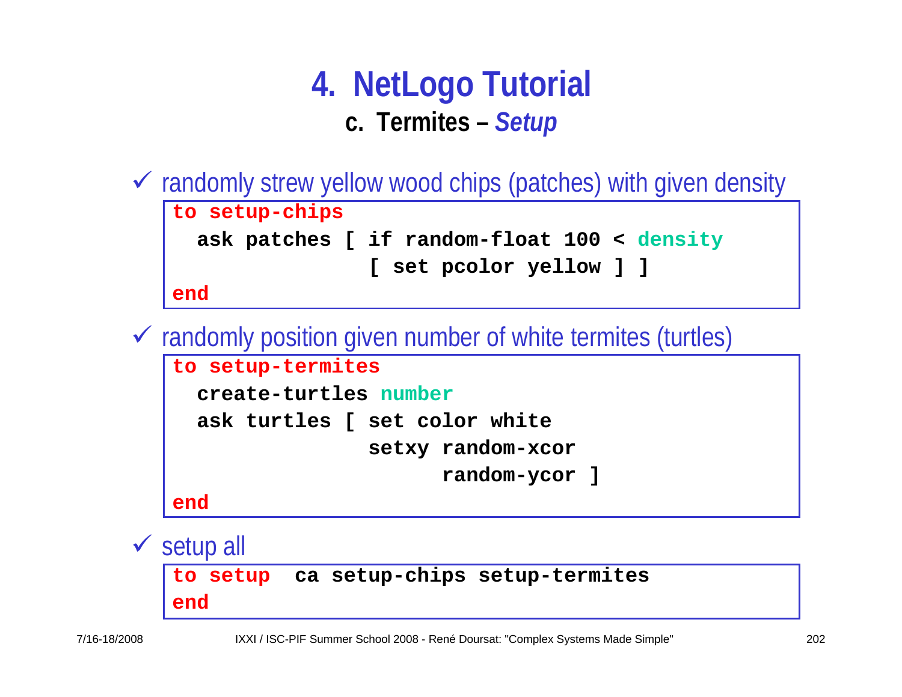# 4. NetLogo Tutorial

## c. Termites – *Setup*

✓ randomly strew yellow wood chips (patches) with given density

```
to setup-chips
  ask patches [ if random-float 100 < density
                [ set pcolor yellow ] ]
end
```

✓ randomly position given number of white termites (turtles)

```
to setup-termites
  create-turtles number
  ask turtles [ set color white
                setxy random-xcor
                      random-ycor ]
end
```

✓ setup all

```
to setup  ca setup-chips setup-termites
end
```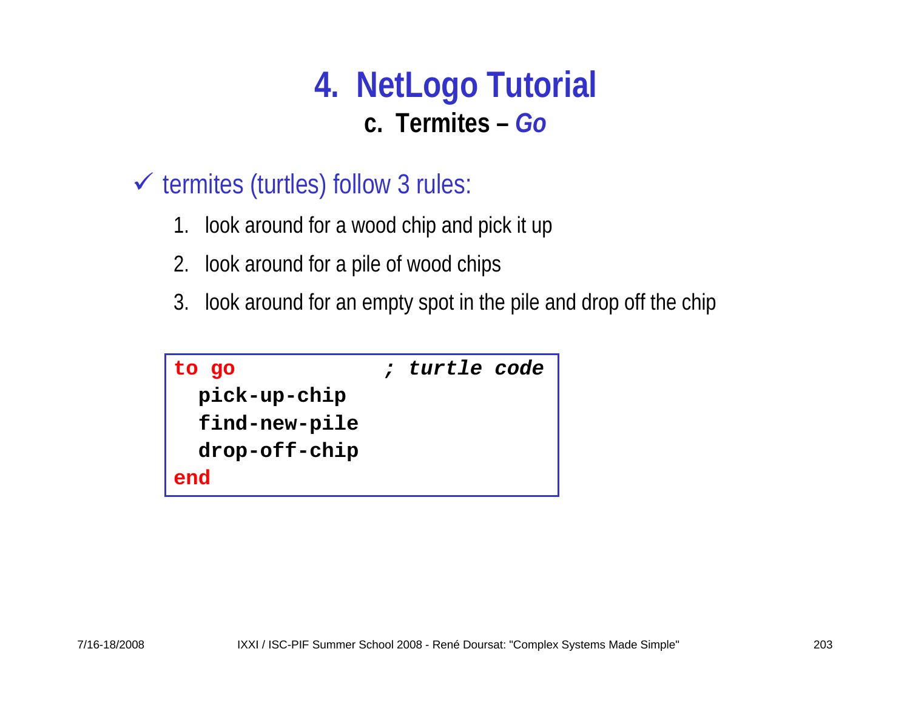# 4. NetLogo Tutorial

## c. Termites – *Go*

✓ termites (turtles) follow 3 rules:

1. look around for a wood chip and pick it up
2. look around for a pile of wood chips
3. look around for an empty spot in the pile and drop off the chip

```
to go                ; turtle code
  pick-up-chip
  find-new-pile
  drop-off-chip
end
```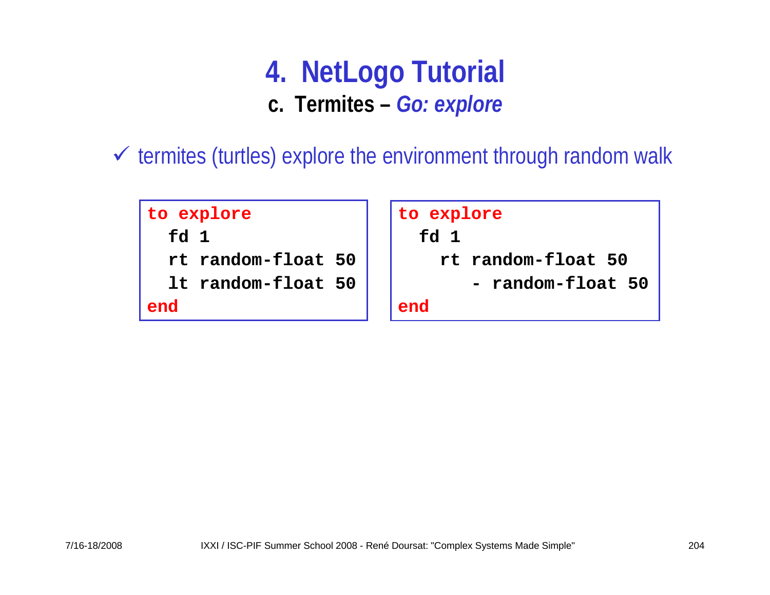# 4. NetLogo Tutorial

## c. Termites – *Go: explore*

✓ termites (turtles) explore the environment through random walk

```
to explore
  fd 1
  rt random-float 50
  lt random-float 50
end
```

```
to explore
  fd 1
    rt random-float 50
       - random-float 50
end
```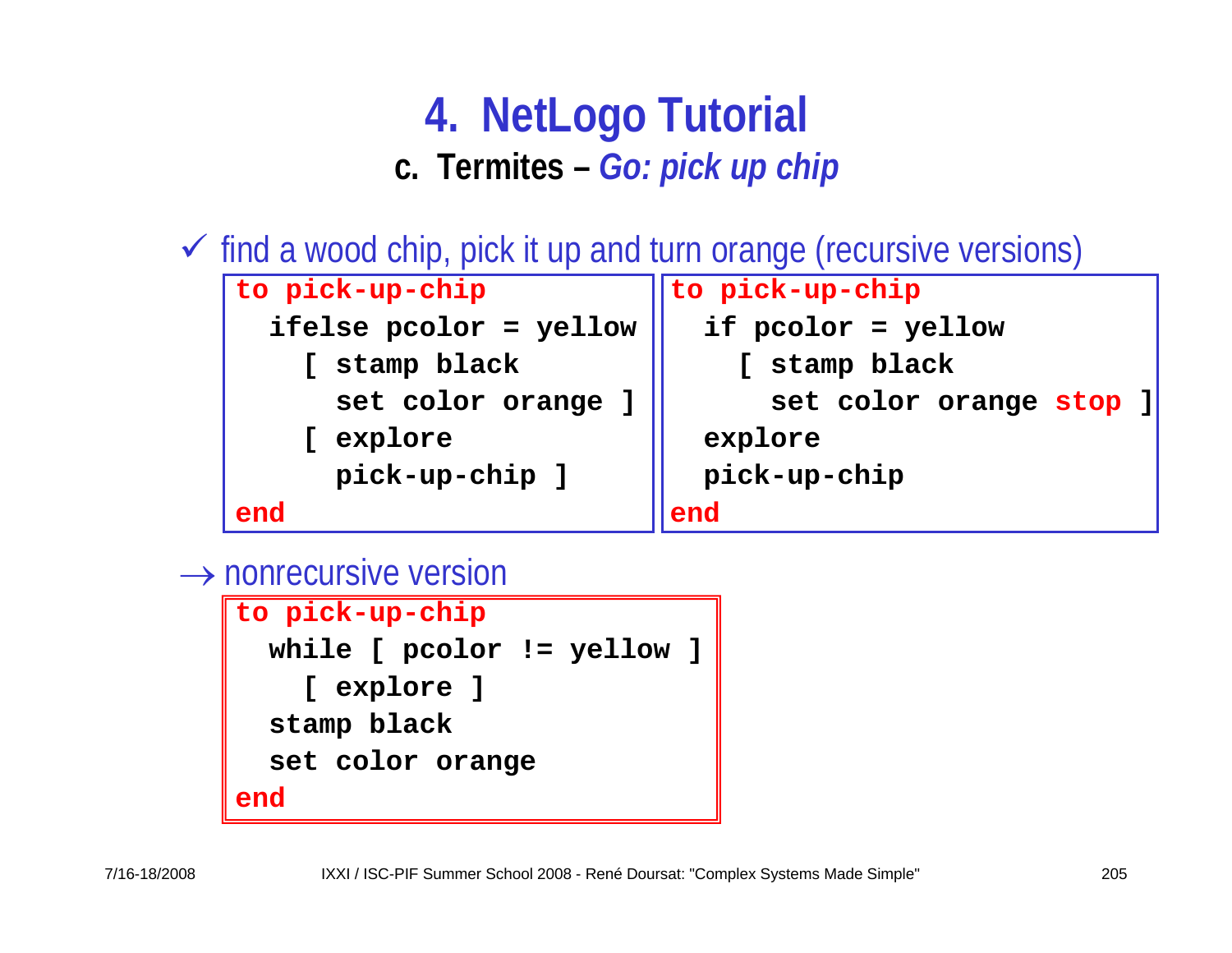# 4. NetLogo Tutorial

## c. Termites – *Go: pick up chip*

✓ find a wood chip, pick it up and turn orange (recursive versions)

```
to pick-up-chip
  ifelse pcolor = yellow
    [ stamp black
      set color orange ]
    [ explore
      pick-up-chip ]
end
```

```
to pick-up-chip
  if pcolor = yellow
    [ stamp black
      set color orange stop ]
  explore
  pick-up-chip
end
```

→ nonrecursive version

```
to pick-up-chip
  while [ pcolor != yellow ]
    [ explore ]
  stamp black
  set color orange
end
```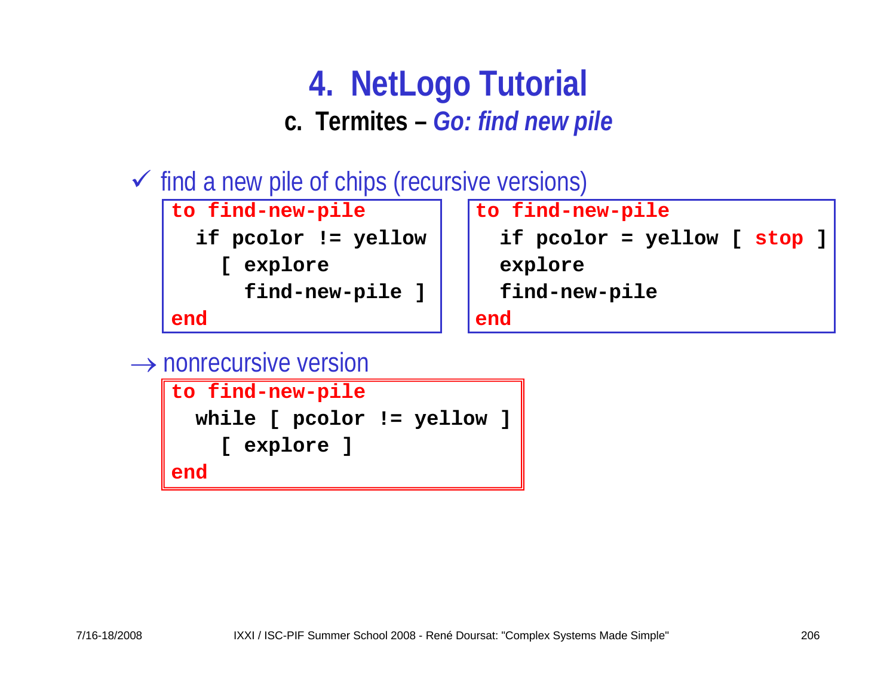# 4. NetLogo Tutorial

## c. Termites – *Go: find new pile*

✓ find a new pile of chips (recursive versions)

```
to find-new-pile
  if pcolor != yellow
    [ explore
      find-new-pile ]
end
```

```
to find-new-pile
  if pcolor = yellow [ stop ]
  explore
  find-new-pile
end
```

→ nonrecursive version

```
to find-new-pile
  while [ pcolor != yellow ]
    [ explore ]
end
```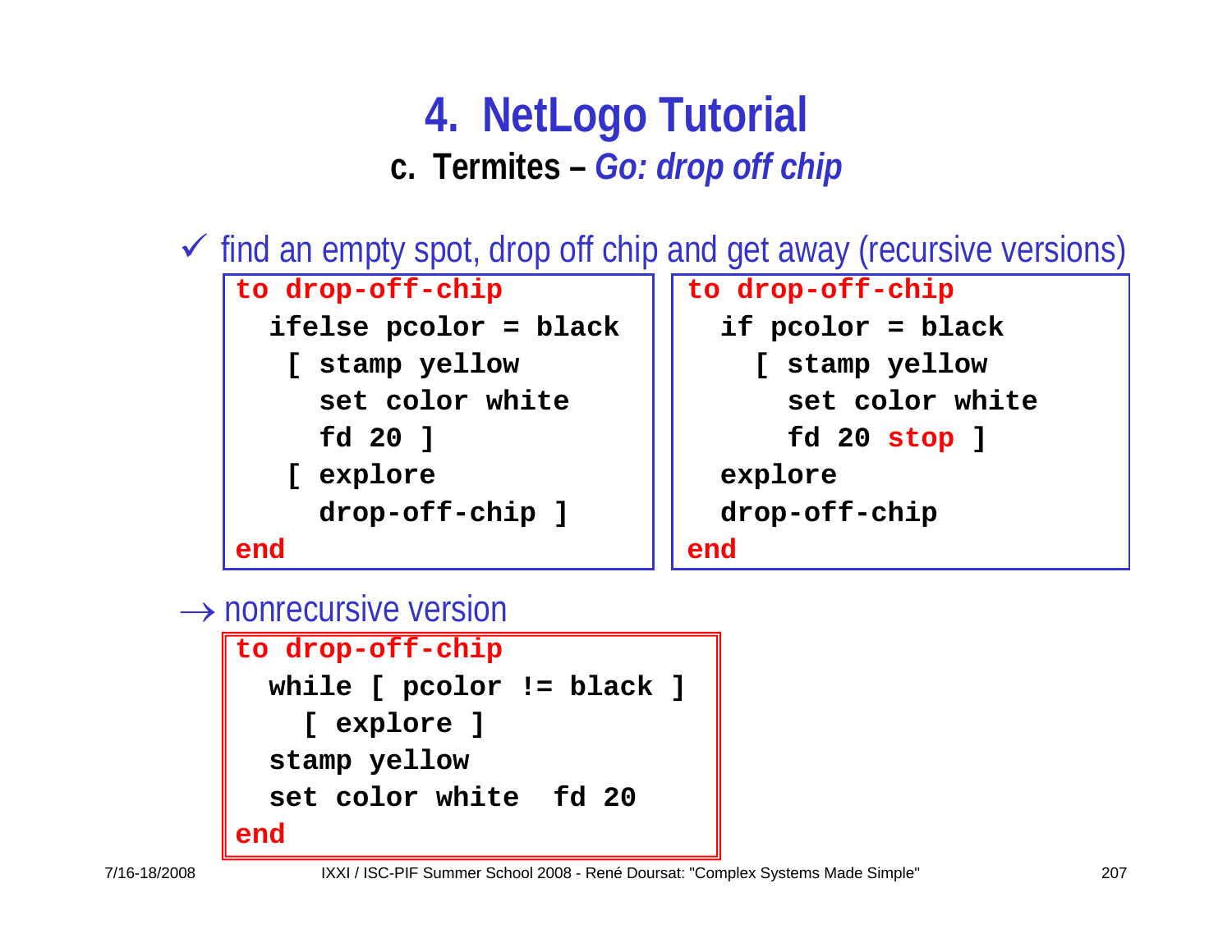# 4. NetLogo Tutorial

## c. Termites – *Go: drop off chip*

✓ find an empty spot, drop off chip and get away (recursive versions)

```
to drop-off-chip
  ifelse pcolor = black
   [ stamp yellow
     set color white
     fd 20 ]
   [ explore
     drop-off-chip ]
end
```

```
to drop-off-chip
  if pcolor = black
    [ stamp yellow
      set color white
      fd 20 stop ]
  explore
  drop-off-chip
end
```

→ nonrecursive version

```
to drop-off-chip
  while [ pcolor != black ]
    [ explore ]
  stamp yellow
  set color white  fd 20
end
```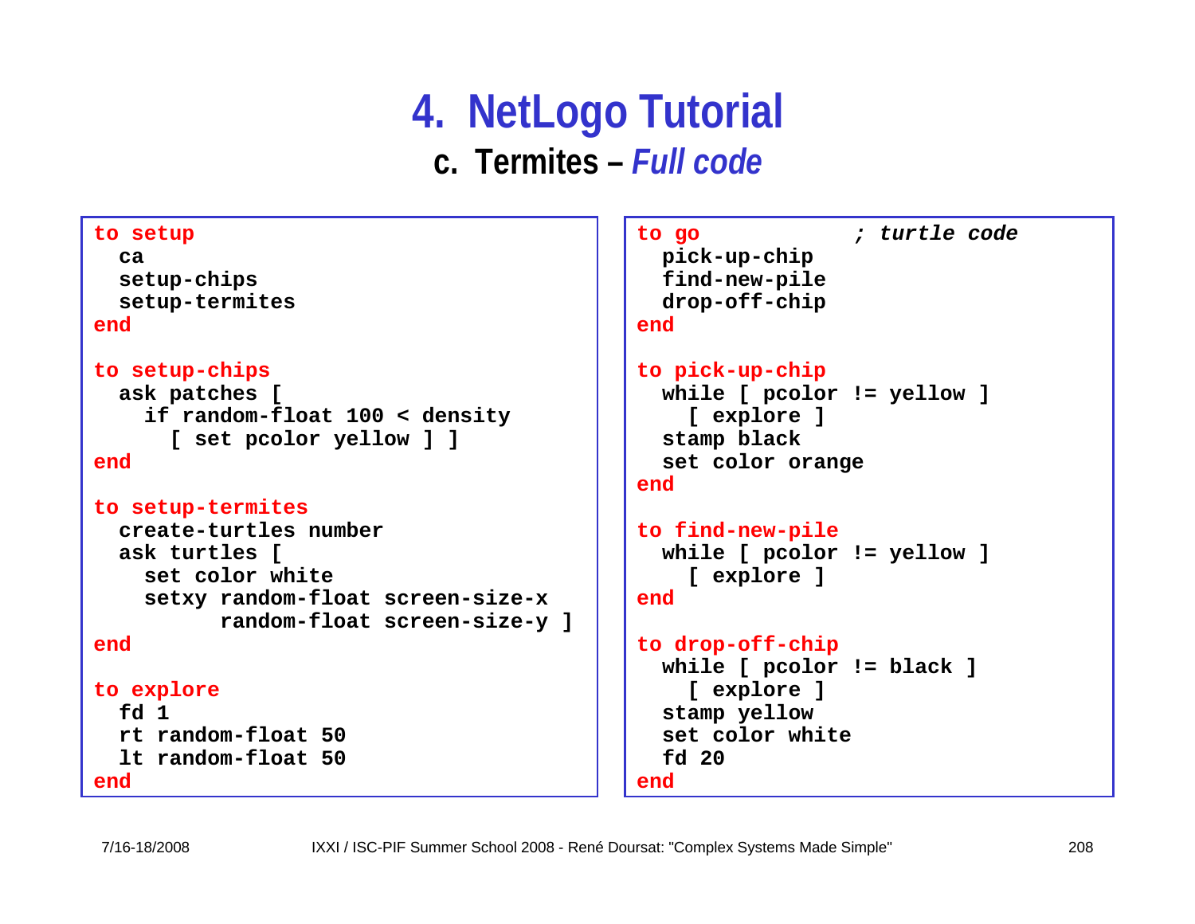# 4. NetLogo Tutorial

## c. Termites – *Full code*

```
to setup
  ca
  setup-chips
  setup-termites
end

to setup-chips
  ask patches [
    if random-float 100 < density
      [ set pcolor yellow ] ]
end

to setup-termites
  create-turtles number
  ask turtles [
    set color white
    setxy random-float screen-size-x
          random-float screen-size-y ]
end

to explore
  fd 1
  rt random-float 50
  lt random-float 50
end
```

```
to go             ; turtle code
  pick-up-chip
  find-new-pile
  drop-off-chip
end

to pick-up-chip
  while [ pcolor != yellow ]
    [ explore ]
  stamp black
  set color orange
end

to find-new-pile
  while [ pcolor != yellow ]
    [ explore ]
end

to drop-off-chip
  while [ pcolor != black ]
    [ explore ]
  stamp yellow
  set color white
  fd 20
end
```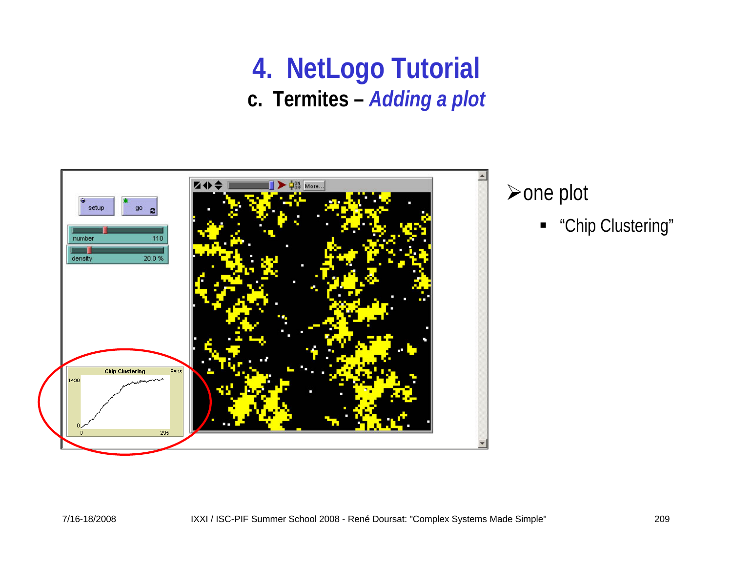# 4. NetLogo Tutorial

## c. Termites – *Adding a plot*

- one plot
  - "Chip Clustering"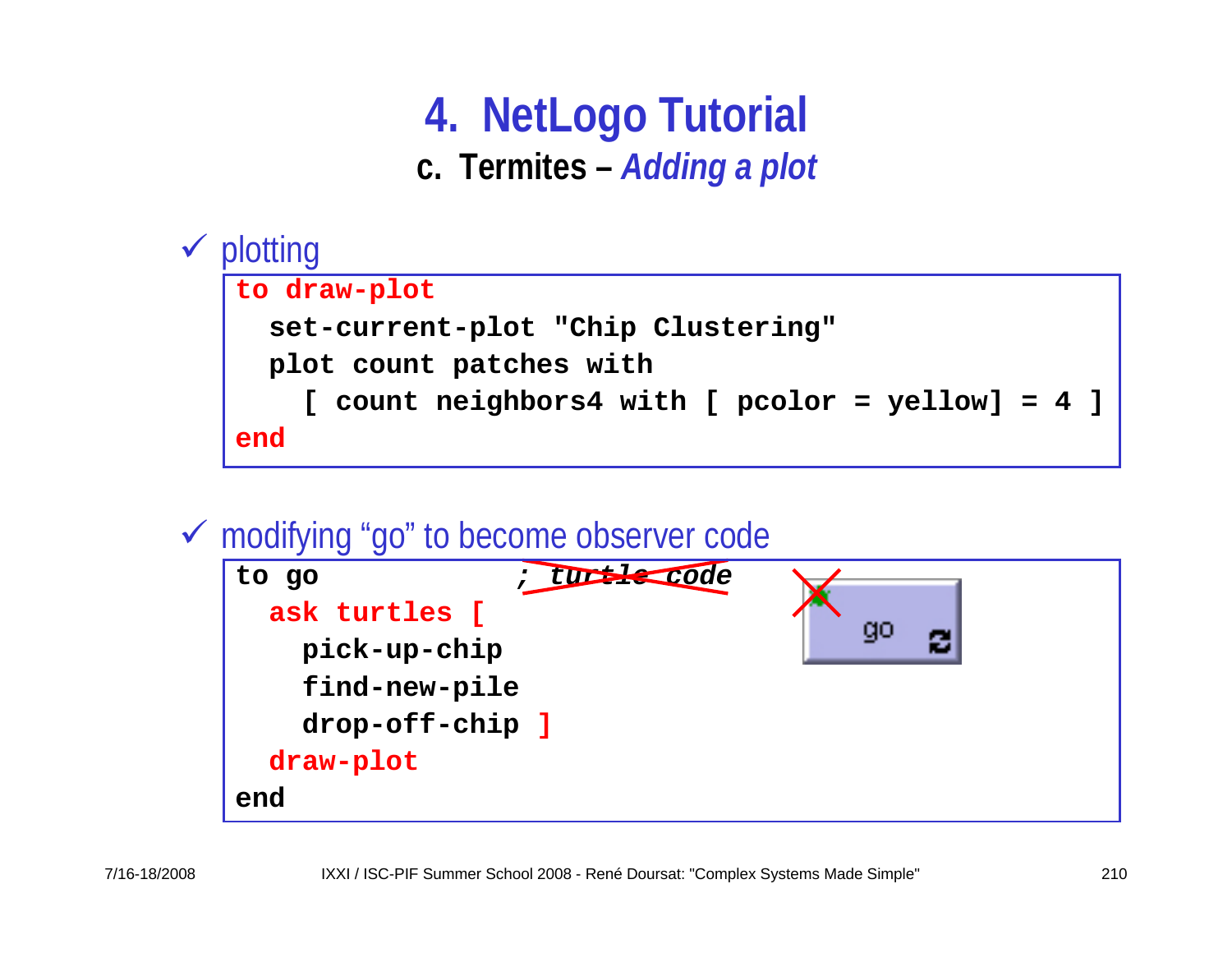# 4. NetLogo Tutorial

## c. Termites – *Adding a plot*

✓ plotting

```
to draw-plot
  set-current-plot "Chip Clustering"
  plot count patches with
    [ count neighbors4 with [ pcolor = yellow] = 4 ]
end
```

✓ modifying “go” to become observer code

```
to go             ; turtle code
  ask turtles [
    pick-up-chip
    find-new-pile
    drop-off-chip ]
  draw-plot
end
```

go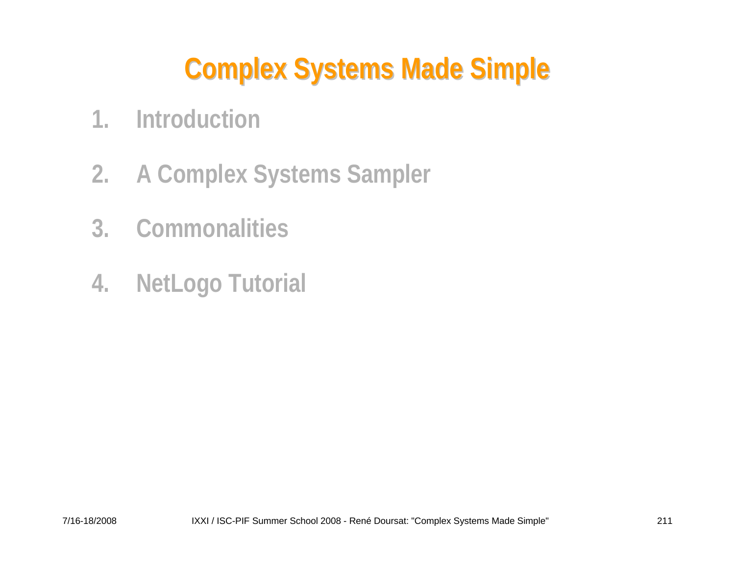# Complex Systems Made Simple

1. Introduction
2. A Complex Systems Sampler
3. Commonalities
4. NetLogo Tutorial